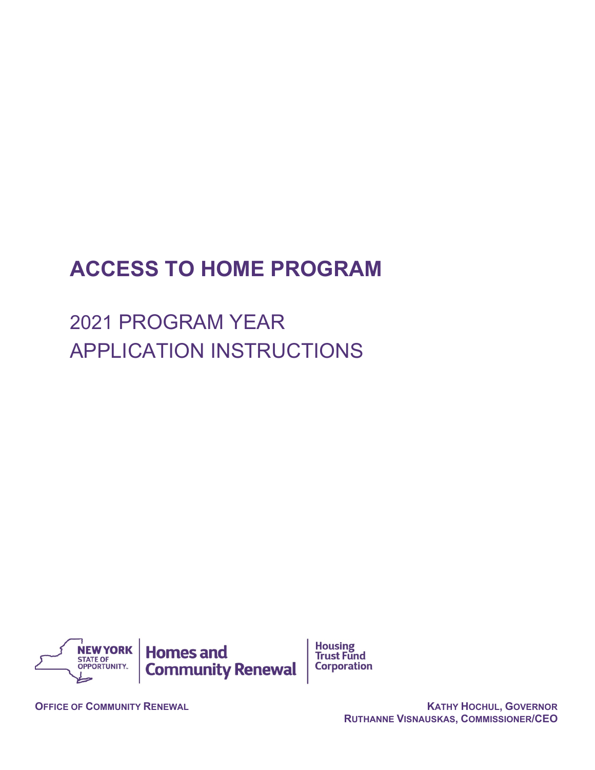# ACCESS TO HOME PROGRAM

## 2021 PROGRAM YEAR
## APPLICATION INSTRUCTIONS

NEW YORK STATE OF OPPORTUNITY | Homes and Community Renewal | Housing Trust Fund Corporation

**OFFICE OF COMMUNITY RENEWAL**

**KATHY HOCHUL, GOVERNOR**
**RUTHANNE VISNAUSKAS, COMMISSIONER/CEO**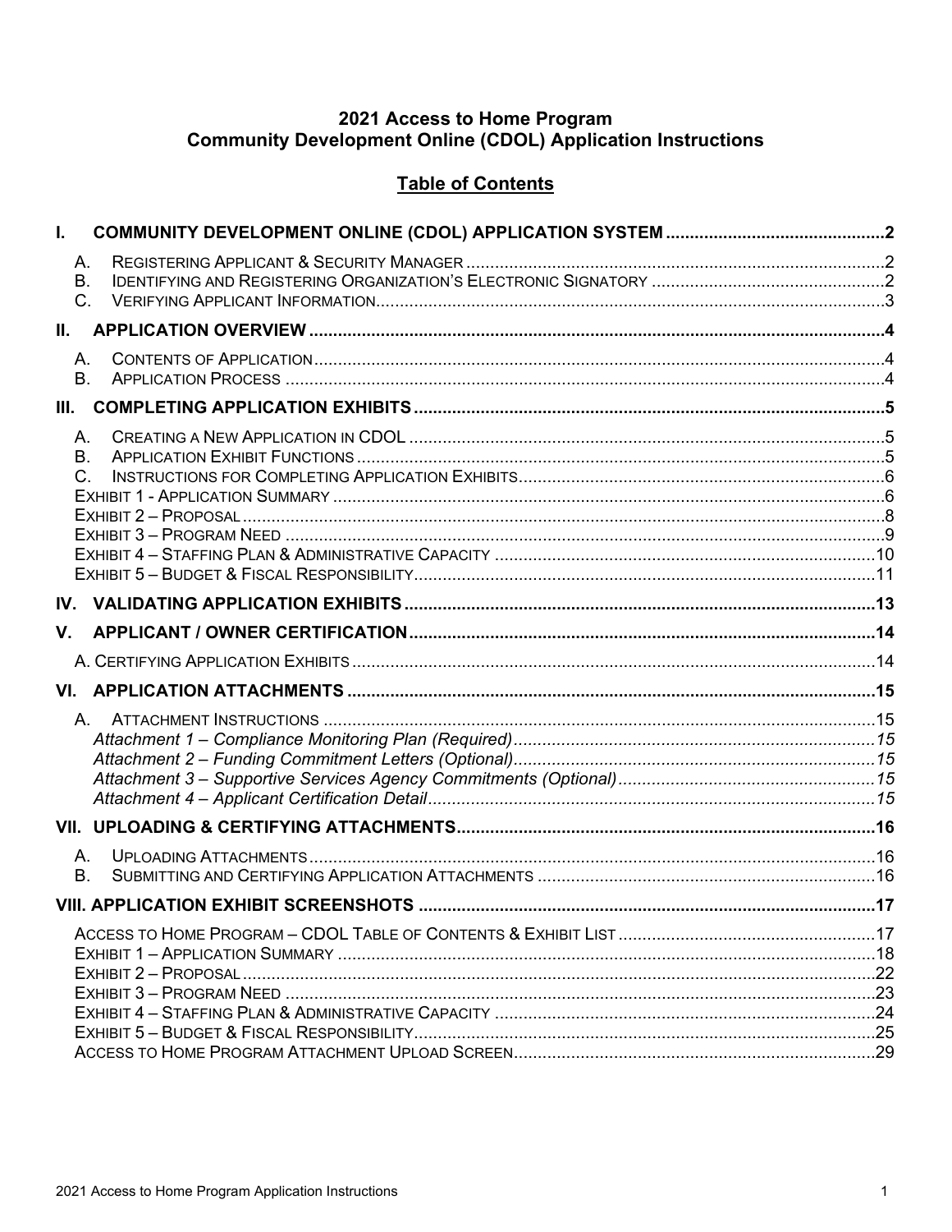# 2021 Access to Home Program
# Community Development Online (CDOL) Application Instructions

## Table of Contents

- **I. COMMUNITY DEVELOPMENT ONLINE (CDOL) APPLICATION SYSTEM** .......... 2
  - A. Registering Applicant & Security Manager .......... 2
  - B. Identifying and Registering Organization's Electronic Signatory .......... 2
  - C. Verifying Applicant Information .......... 3
- **II. APPLICATION OVERVIEW** .......... 4
  - A. Contents of Application .......... 4
  - B. Application Process .......... 4
- **III. COMPLETING APPLICATION EXHIBITS** .......... 5
  - A. Creating a New Application in CDOL .......... 5
  - B. Application Exhibit Functions .......... 5
  - C. Instructions for Completing Application Exhibits .......... 6
  - Exhibit 1 - Application Summary .......... 6
  - Exhibit 2 – Proposal .......... 8
  - Exhibit 3 – Program Need .......... 9
  - Exhibit 4 – Staffing Plan & Administrative Capacity .......... 10
  - Exhibit 5 – Budget & Fiscal Responsibility .......... 11
- **IV. VALIDATING APPLICATION EXHIBITS** .......... 13
- **V. APPLICANT / OWNER CERTIFICATION** .......... 14
  - A. Certifying Application Exhibits .......... 14
- **VI. APPLICATION ATTACHMENTS** .......... 15
  - A. Attachment Instructions .......... 15
    - *Attachment 1 – Compliance Monitoring Plan (Required)* .......... 15
    - *Attachment 2 – Funding Commitment Letters (Optional)* .......... 15
    - *Attachment 3 – Supportive Services Agency Commitments (Optional)* .......... 15
    - *Attachment 4 – Applicant Certification Detail* .......... 15
- **VII. UPLOADING & CERTIFYING ATTACHMENTS** .......... 16
  - A. Uploading Attachments .......... 16
  - B. Submitting and Certifying Application Attachments .......... 16
- **VIII. APPLICATION EXHIBIT SCREENSHOTS** .......... 17
  - Access to Home Program – CDOL Table of Contents & Exhibit List .......... 17
  - Exhibit 1 – Application Summary .......... 18
  - Exhibit 2 – Proposal .......... 22
  - Exhibit 3 – Program Need .......... 23
  - Exhibit 4 – Staffing Plan & Administrative Capacity .......... 24
  - Exhibit 5 – Budget & Fiscal Responsibility .......... 25
  - Access to Home Program Attachment Upload Screen .......... 29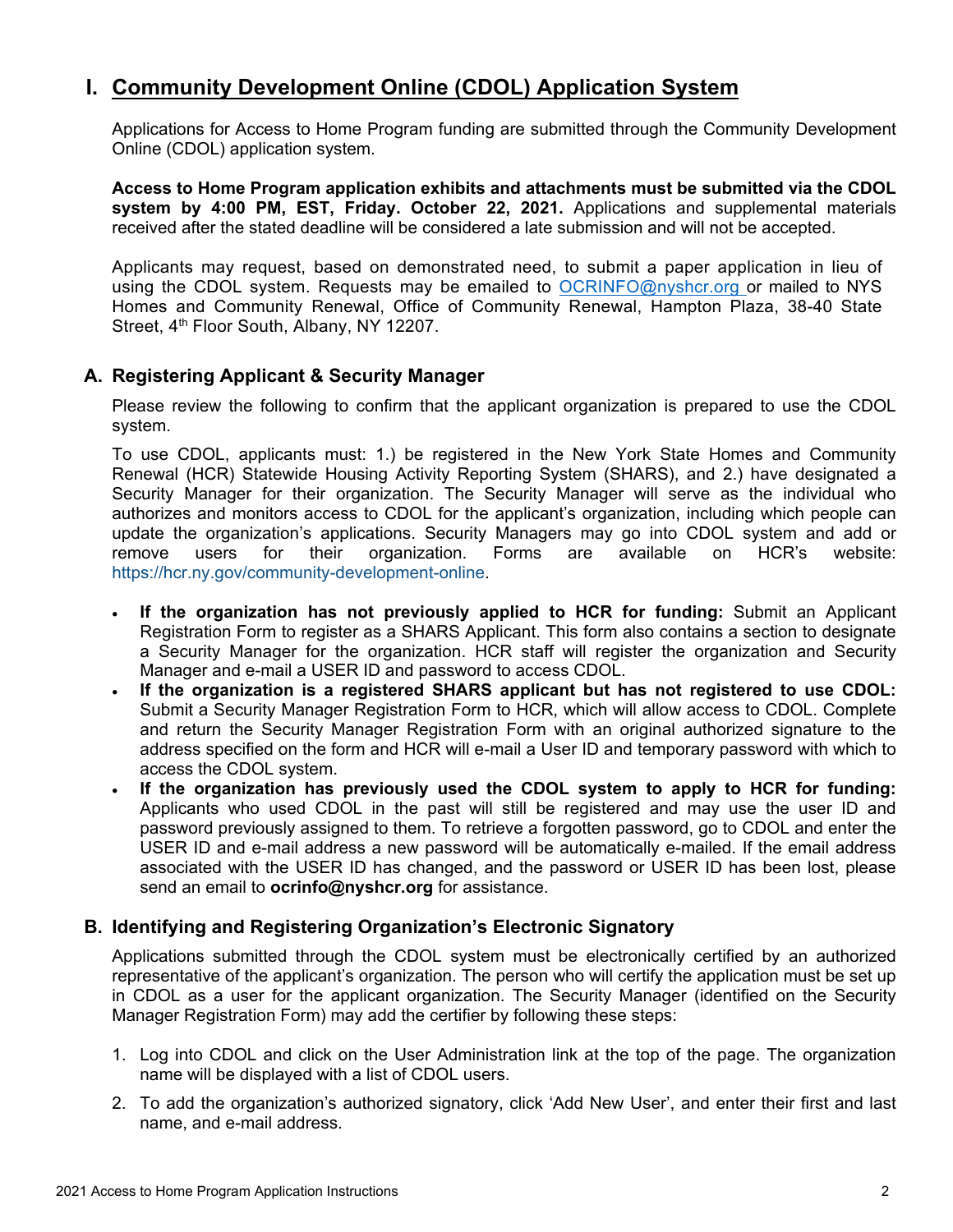# I. Community Development Online (CDOL) Application System

Applications for Access to Home Program funding are submitted through the Community Development Online (CDOL) application system.

**Access to Home Program application exhibits and attachments must be submitted via the CDOL system by 4:00 PM, EST, Friday. October 22, 2021.** Applications and supplemental materials received after the stated deadline will be considered a late submission and will not be accepted.

Applicants may request, based on demonstrated need, to submit a paper application in lieu of using the CDOL system. Requests may be emailed to OCRINFO@nyshcr.org or mailed to NYS Homes and Community Renewal, Office of Community Renewal, Hampton Plaza, 38-40 State Street, 4th Floor South, Albany, NY 12207.

## A. Registering Applicant & Security Manager

Please review the following to confirm that the applicant organization is prepared to use the CDOL system.

To use CDOL, applicants must: 1.) be registered in the New York State Homes and Community Renewal (HCR) Statewide Housing Activity Reporting System (SHARS), and 2.) have designated a Security Manager for their organization. The Security Manager will serve as the individual who authorizes and monitors access to CDOL for the applicant's organization, including which people can update the organization's applications. Security Managers may go into CDOL system and add or remove users for their organization. Forms are available on HCR's website: https://hcr.ny.gov/community-development-online.

- **If the organization has not previously applied to HCR for funding:** Submit an Applicant Registration Form to register as a SHARS Applicant. This form also contains a section to designate a Security Manager for the organization. HCR staff will register the organization and Security Manager and e-mail a USER ID and password to access CDOL.
- **If the organization is a registered SHARS applicant but has not registered to use CDOL:** Submit a Security Manager Registration Form to HCR, which will allow access to CDOL. Complete and return the Security Manager Registration Form with an original authorized signature to the address specified on the form and HCR will e-mail a User ID and temporary password with which to access the CDOL system.
- **If the organization has previously used the CDOL system to apply to HCR for funding:** Applicants who used CDOL in the past will still be registered and may use the user ID and password previously assigned to them. To retrieve a forgotten password, go to CDOL and enter the USER ID and e-mail address a new password will be automatically e-mailed. If the email address associated with the USER ID has changed, and the password or USER ID has been lost, please send an email to **ocrinfo@nyshcr.org** for assistance.

## B. Identifying and Registering Organization's Electronic Signatory

Applications submitted through the CDOL system must be electronically certified by an authorized representative of the applicant's organization. The person who will certify the application must be set up in CDOL as a user for the applicant organization. The Security Manager (identified on the Security Manager Registration Form) may add the certifier by following these steps:

1. Log into CDOL and click on the User Administration link at the top of the page. The organization name will be displayed with a list of CDOL users.
2. To add the organization's authorized signatory, click 'Add New User', and enter their first and last name, and e-mail address.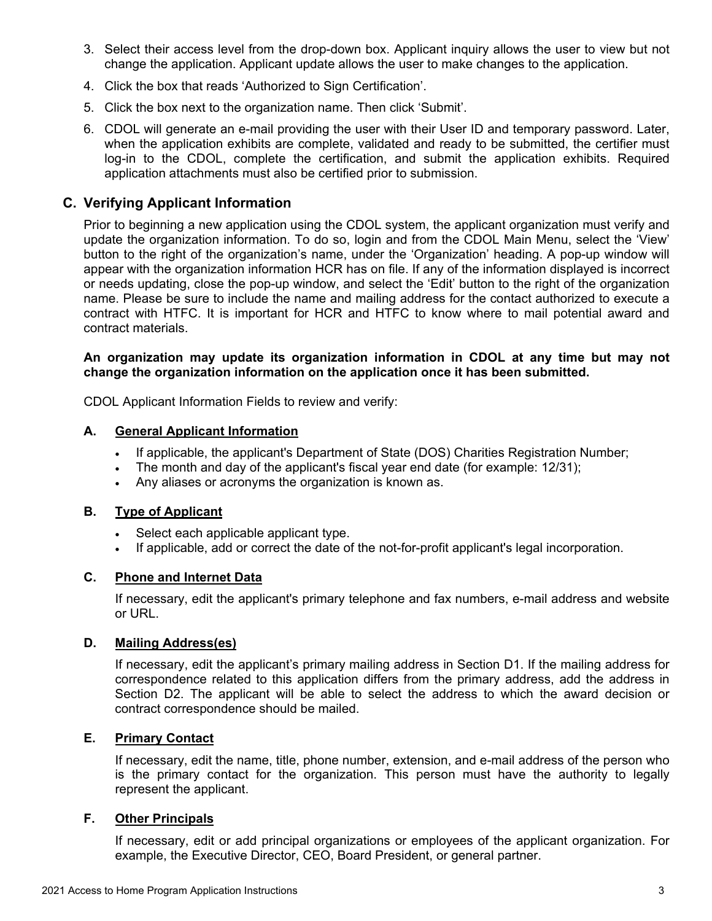3. Select their access level from the drop-down box. Applicant inquiry allows the user to view but not change the application. Applicant update allows the user to make changes to the application.
4. Click the box that reads 'Authorized to Sign Certification'.
5. Click the box next to the organization name. Then click 'Submit'.
6. CDOL will generate an e-mail providing the user with their User ID and temporary password. Later, when the application exhibits are complete, validated and ready to be submitted, the certifier must log-in to the CDOL, complete the certification, and submit the application exhibits. Required application attachments must also be certified prior to submission.

## C. Verifying Applicant Information

Prior to beginning a new application using the CDOL system, the applicant organization must verify and update the organization information. To do so, login and from the CDOL Main Menu, select the 'View' button to the right of the organization's name, under the 'Organization' heading. A pop-up window will appear with the organization information HCR has on file. If any of the information displayed is incorrect or needs updating, close the pop-up window, and select the 'Edit' button to the right of the organization name. Please be sure to include the name and mailing address for the contact authorized to execute a contract with HTFC. It is important for HCR and HTFC to know where to mail potential award and contract materials.

**An organization may update its organization information in CDOL at any time but may not change the organization information on the application once it has been submitted.**

CDOL Applicant Information Fields to review and verify:

### A. General Applicant Information

- If applicable, the applicant's Department of State (DOS) Charities Registration Number;
- The month and day of the applicant's fiscal year end date (for example: 12/31);
- Any aliases or acronyms the organization is known as.

### B. Type of Applicant

- Select each applicable applicant type.
- If applicable, add or correct the date of the not-for-profit applicant's legal incorporation.

### C. Phone and Internet Data

If necessary, edit the applicant's primary telephone and fax numbers, e-mail address and website or URL.

### D. Mailing Address(es)

If necessary, edit the applicant's primary mailing address in Section D1. If the mailing address for correspondence related to this application differs from the primary address, add the address in Section D2. The applicant will be able to select the address to which the award decision or contract correspondence should be mailed.

### E. Primary Contact

If necessary, edit the name, title, phone number, extension, and e-mail address of the person who is the primary contact for the organization. This person must have the authority to legally represent the applicant.

### F. Other Principals

If necessary, edit or add principal organizations or employees of the applicant organization. For example, the Executive Director, CEO, Board President, or general partner.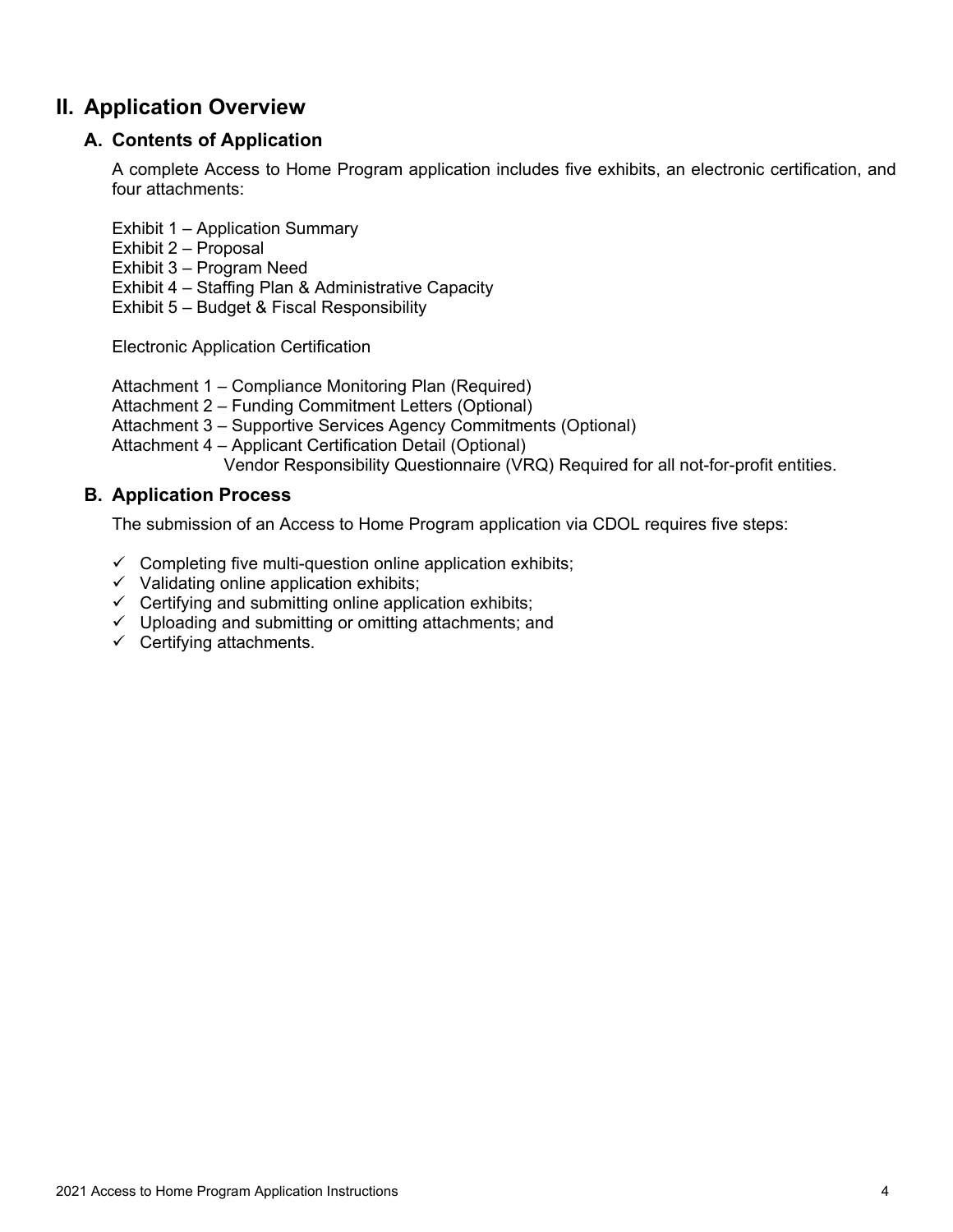## II. Application Overview

### A. Contents of Application

A complete Access to Home Program application includes five exhibits, an electronic certification, and four attachments:

Exhibit 1 – Application Summary
Exhibit 2 – Proposal
Exhibit 3 – Program Need
Exhibit 4 – Staffing Plan & Administrative Capacity
Exhibit 5 – Budget & Fiscal Responsibility

Electronic Application Certification

Attachment 1 – Compliance Monitoring Plan (Required)
Attachment 2 – Funding Commitment Letters (Optional)
Attachment 3 – Supportive Services Agency Commitments (Optional)
Attachment 4 – Applicant Certification Detail (Optional)
Vendor Responsibility Questionnaire (VRQ) Required for all not-for-profit entities.

### B. Application Process

The submission of an Access to Home Program application via CDOL requires five steps:

- ✓ Completing five multi-question online application exhibits;
- ✓ Validating online application exhibits;
- ✓ Certifying and submitting online application exhibits;
- ✓ Uploading and submitting or omitting attachments; and
- ✓ Certifying attachments.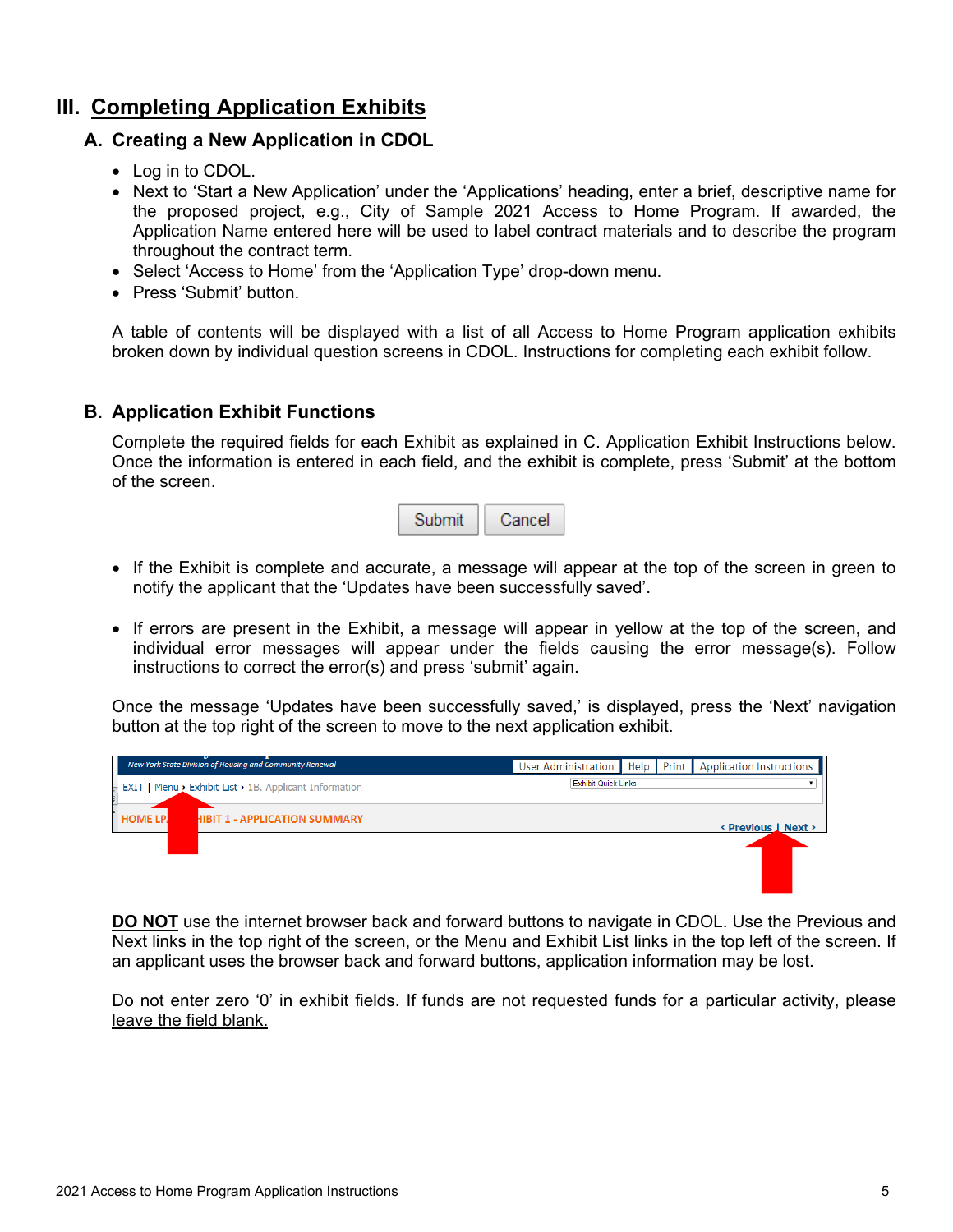# III. Completing Application Exhibits

## A. Creating a New Application in CDOL

- Log in to CDOL.
- Next to 'Start a New Application' under the 'Applications' heading, enter a brief, descriptive name for the proposed project, e.g., City of Sample 2021 Access to Home Program. If awarded, the Application Name entered here will be used to label contract materials and to describe the program throughout the contract term.
- Select 'Access to Home' from the 'Application Type' drop-down menu.
- Press 'Submit' button.

A table of contents will be displayed with a list of all Access to Home Program application exhibits broken down by individual question screens in CDOL. Instructions for completing each exhibit follow.

## B. Application Exhibit Functions

Complete the required fields for each Exhibit as explained in C. Application Exhibit Instructions below. Once the information is entered in each field, and the exhibit is complete, press 'Submit' at the bottom of the screen.

Submit Cancel

- If the Exhibit is complete and accurate, a message will appear at the top of the screen in green to notify the applicant that the 'Updates have been successfully saved'.
- If errors are present in the Exhibit, a message will appear in yellow at the top of the screen, and individual error messages will appear under the fields causing the error message(s). Follow instructions to correct the error(s) and press 'submit' again.

Once the message 'Updates have been successfully saved,' is displayed, press the 'Next' navigation button at the top right of the screen to move to the next application exhibit.

New York State Division of Housing and Community Renewal | User Administration | Help | Print | Application Instructions

EXIT | Menu › Exhibit List › 1B. Applicant Information | Exhibit Quick Links:

HOME LP... HIBIT 1 - APPLICATION SUMMARY | ‹ Previous | Next ›

**DO NOT** use the internet browser back and forward buttons to navigate in CDOL. Use the Previous and Next links in the top right of the screen, or the Menu and Exhibit List links in the top left of the screen. If an applicant uses the browser back and forward buttons, application information may be lost.

Do not enter zero '0' in exhibit fields. If funds are not requested funds for a particular activity, please leave the field blank.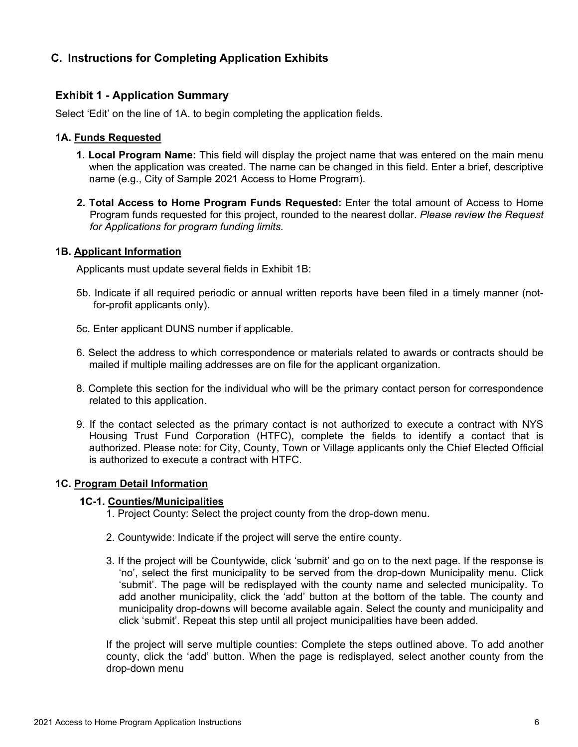## C. Instructions for Completing Application Exhibits

### Exhibit 1 - Application Summary

Select 'Edit' on the line of 1A. to begin completing the application fields.

#### 1A. Funds Requested

1. **Local Program Name:** This field will display the project name that was entered on the main menu when the application was created. The name can be changed in this field. Enter a brief, descriptive name (e.g., City of Sample 2021 Access to Home Program).

2. **Total Access to Home Program Funds Requested:** Enter the total amount of Access to Home Program funds requested for this project, rounded to the nearest dollar. *Please review the Request for Applications for program funding limits.*

#### 1B. Applicant Information

Applicants must update several fields in Exhibit 1B:

5b. Indicate if all required periodic or annual written reports have been filed in a timely manner (not-for-profit applicants only).

5c. Enter applicant DUNS number if applicable.

6. Select the address to which correspondence or materials related to awards or contracts should be mailed if multiple mailing addresses are on file for the applicant organization.

8. Complete this section for the individual who will be the primary contact person for correspondence related to this application.

9. If the contact selected as the primary contact is not authorized to execute a contract with NYS Housing Trust Fund Corporation (HTFC), complete the fields to identify a contact that is authorized. Please note: for City, County, Town or Village applicants only the Chief Elected Official is authorized to execute a contract with HTFC.

#### 1C. Program Detail Information

##### 1C-1. Counties/Municipalities

1. Project County: Select the project county from the drop-down menu.

2. Countywide: Indicate if the project will serve the entire county.

3. If the project will be Countywide, click 'submit' and go on to the next page. If the response is 'no', select the first municipality to be served from the drop-down Municipality menu. Click 'submit'. The page will be redisplayed with the county name and selected municipality. To add another municipality, click the 'add' button at the bottom of the table. The county and municipality drop-downs will become available again. Select the county and municipality and click 'submit'. Repeat this step until all project municipalities have been added.

If the project will serve multiple counties: Complete the steps outlined above. To add another county, click the 'add' button. When the page is redisplayed, select another county from the drop-down menu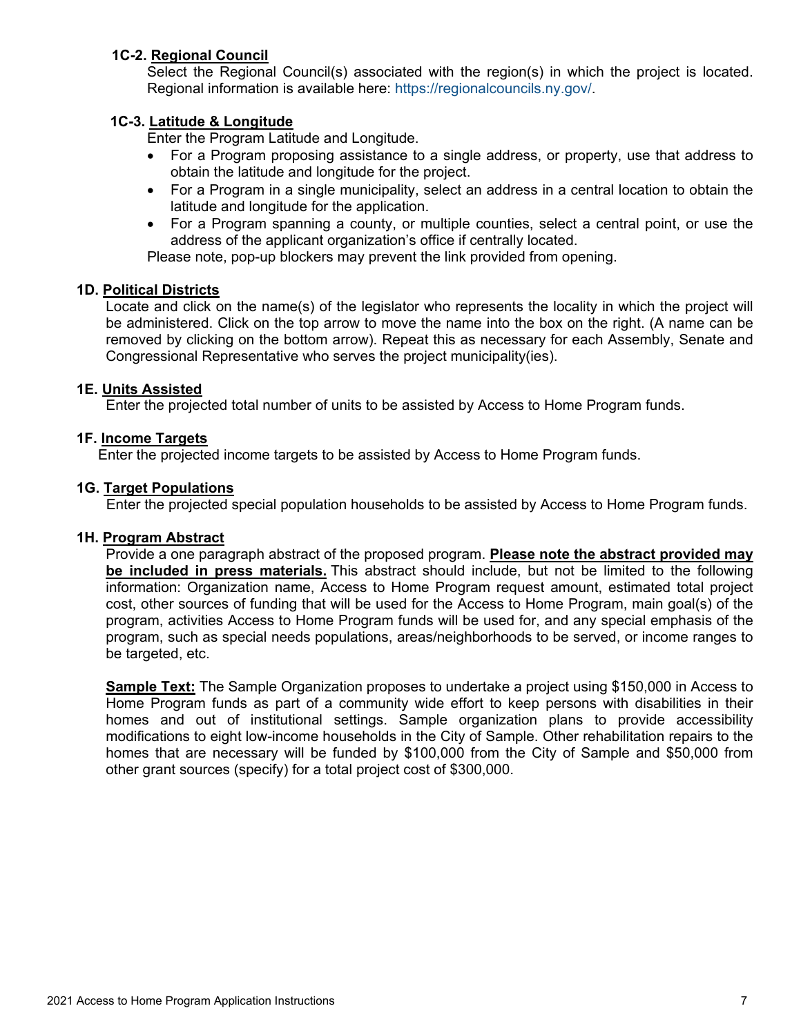**1C-2. Regional Council**

Select the Regional Council(s) associated with the region(s) in which the project is located. Regional information is available here: https://regionalcouncils.ny.gov/.

**1C-3. Latitude & Longitude**

Enter the Program Latitude and Longitude.

- For a Program proposing assistance to a single address, or property, use that address to obtain the latitude and longitude for the project.
- For a Program in a single municipality, select an address in a central location to obtain the latitude and longitude for the application.
- For a Program spanning a county, or multiple counties, select a central point, or use the address of the applicant organization's office if centrally located.

Please note, pop-up blockers may prevent the link provided from opening.

**1D. Political Districts**

Locate and click on the name(s) of the legislator who represents the locality in which the project will be administered. Click on the top arrow to move the name into the box on the right. (A name can be removed by clicking on the bottom arrow). Repeat this as necessary for each Assembly, Senate and Congressional Representative who serves the project municipality(ies).

**1E. Units Assisted**

Enter the projected total number of units to be assisted by Access to Home Program funds.

**1F. Income Targets**

Enter the projected income targets to be assisted by Access to Home Program funds.

**1G. Target Populations**

Enter the projected special population households to be assisted by Access to Home Program funds.

**1H. Program Abstract**

Provide a one paragraph abstract of the proposed program. **Please note the abstract provided may be included in press materials.** This abstract should include, but not be limited to the following information: Organization name, Access to Home Program request amount, estimated total project cost, other sources of funding that will be used for the Access to Home Program, main goal(s) of the program, activities Access to Home Program funds will be used for, and any special emphasis of the program, such as special needs populations, areas/neighborhoods to be served, or income ranges to be targeted, etc.

**Sample Text:** The Sample Organization proposes to undertake a project using $150,000 in Access to Home Program funds as part of a community wide effort to keep persons with disabilities in their homes and out of institutional settings. Sample organization plans to provide accessibility modifications to eight low-income households in the City of Sample. Other rehabilitation repairs to the homes that are necessary will be funded by $100,000 from the City of Sample and $50,000 from other grant sources (specify) for a total project cost of $300,000.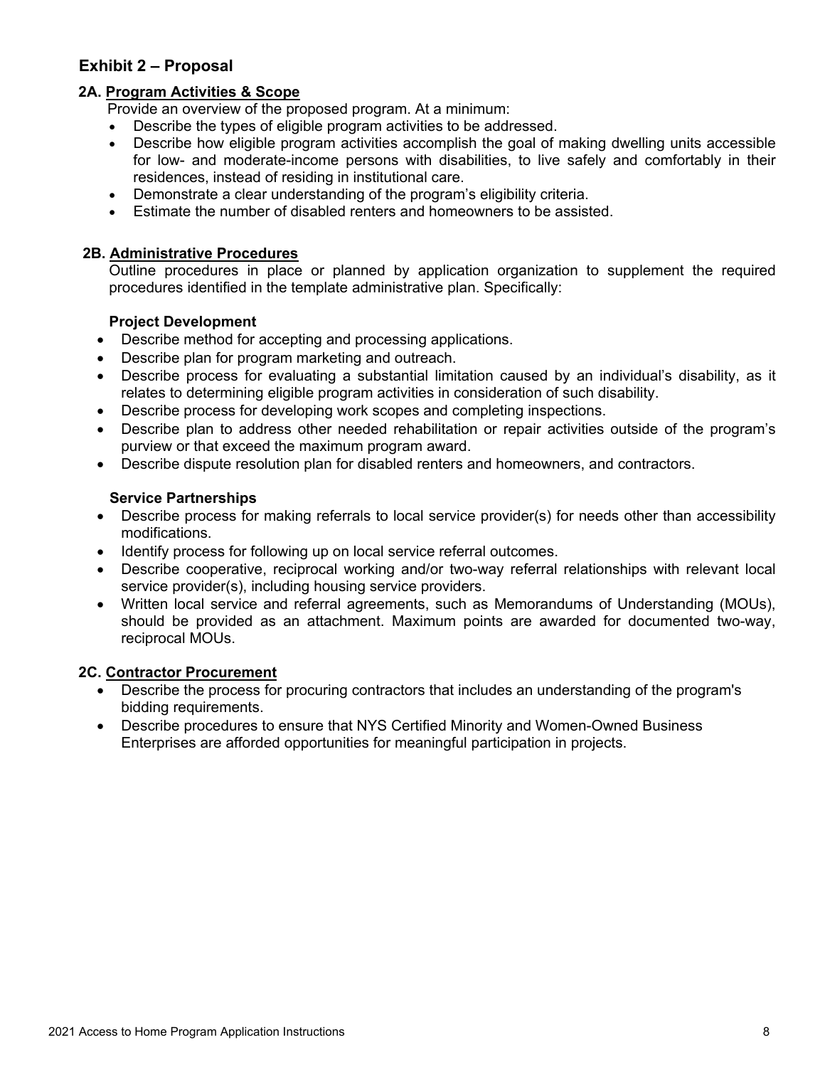## Exhibit 2 – Proposal

### 2A. Program Activities & Scope

Provide an overview of the proposed program. At a minimum:

- Describe the types of eligible program activities to be addressed.
- Describe how eligible program activities accomplish the goal of making dwelling units accessible for low- and moderate-income persons with disabilities, to live safely and comfortably in their residences, instead of residing in institutional care.
- Demonstrate a clear understanding of the program's eligibility criteria.
- Estimate the number of disabled renters and homeowners to be assisted.

### 2B. Administrative Procedures

Outline procedures in place or planned by application organization to supplement the required procedures identified in the template administrative plan. Specifically:

**Project Development**

- Describe method for accepting and processing applications.
- Describe plan for program marketing and outreach.
- Describe process for evaluating a substantial limitation caused by an individual's disability, as it relates to determining eligible program activities in consideration of such disability.
- Describe process for developing work scopes and completing inspections.
- Describe plan to address other needed rehabilitation or repair activities outside of the program's purview or that exceed the maximum program award.
- Describe dispute resolution plan for disabled renters and homeowners, and contractors.

**Service Partnerships**

- Describe process for making referrals to local service provider(s) for needs other than accessibility modifications.
- Identify process for following up on local service referral outcomes.
- Describe cooperative, reciprocal working and/or two-way referral relationships with relevant local service provider(s), including housing service providers.
- Written local service and referral agreements, such as Memorandums of Understanding (MOUs), should be provided as an attachment. Maximum points are awarded for documented two-way, reciprocal MOUs.

### 2C. Contractor Procurement

- Describe the process for procuring contractors that includes an understanding of the program's bidding requirements.
- Describe procedures to ensure that NYS Certified Minority and Women-Owned Business Enterprises are afforded opportunities for meaningful participation in projects.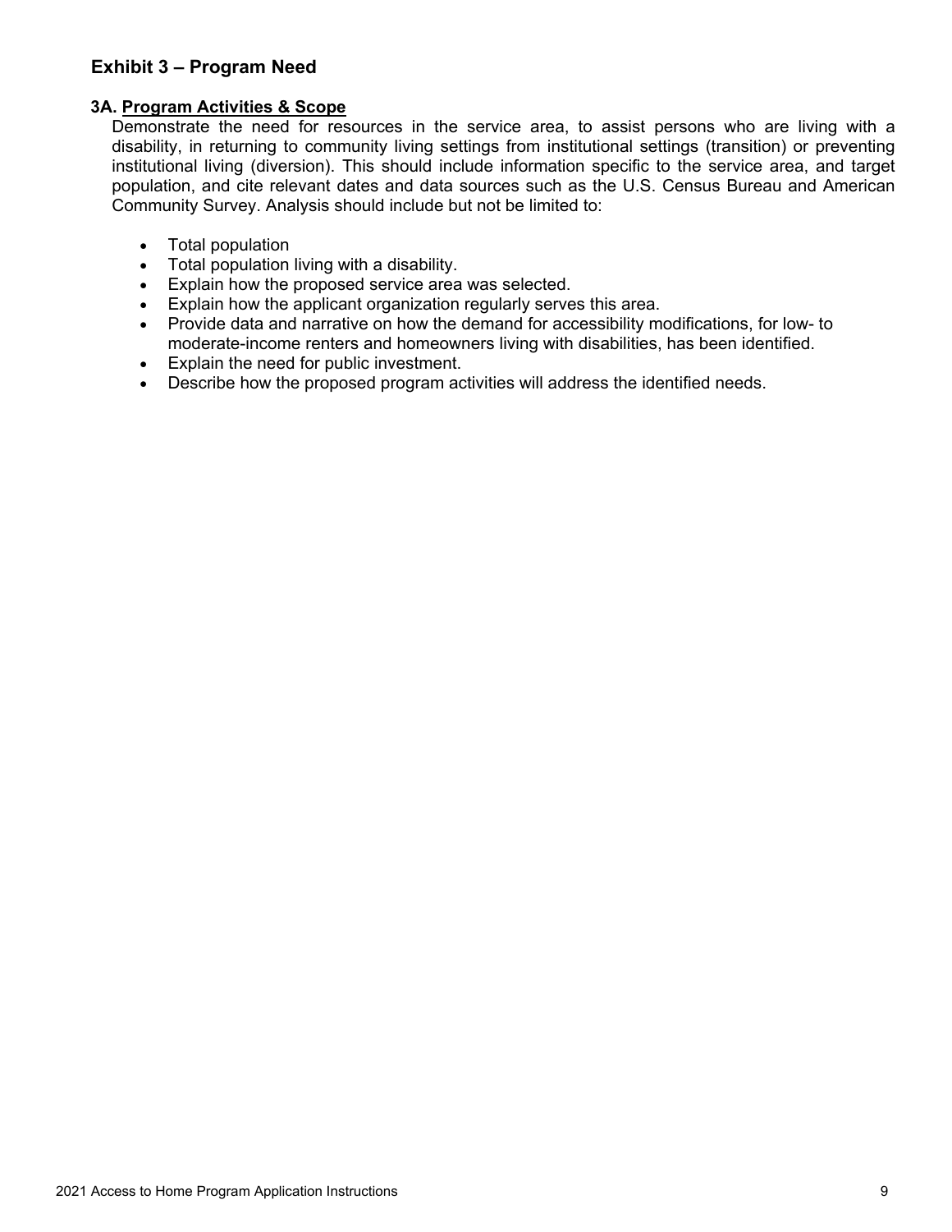## Exhibit 3 – Program Need

### 3A. <u>Program Activities & Scope</u>

Demonstrate the need for resources in the service area, to assist persons who are living with a disability, in returning to community living settings from institutional settings (transition) or preventing institutional living (diversion). This should include information specific to the service area, and target population, and cite relevant dates and data sources such as the U.S. Census Bureau and American Community Survey. Analysis should include but not be limited to:

- Total population
- Total population living with a disability.
- Explain how the proposed service area was selected.
- Explain how the applicant organization regularly serves this area.
- Provide data and narrative on how the demand for accessibility modifications, for low- to moderate-income renters and homeowners living with disabilities, has been identified.
- Explain the need for public investment.
- Describe how the proposed program activities will address the identified needs.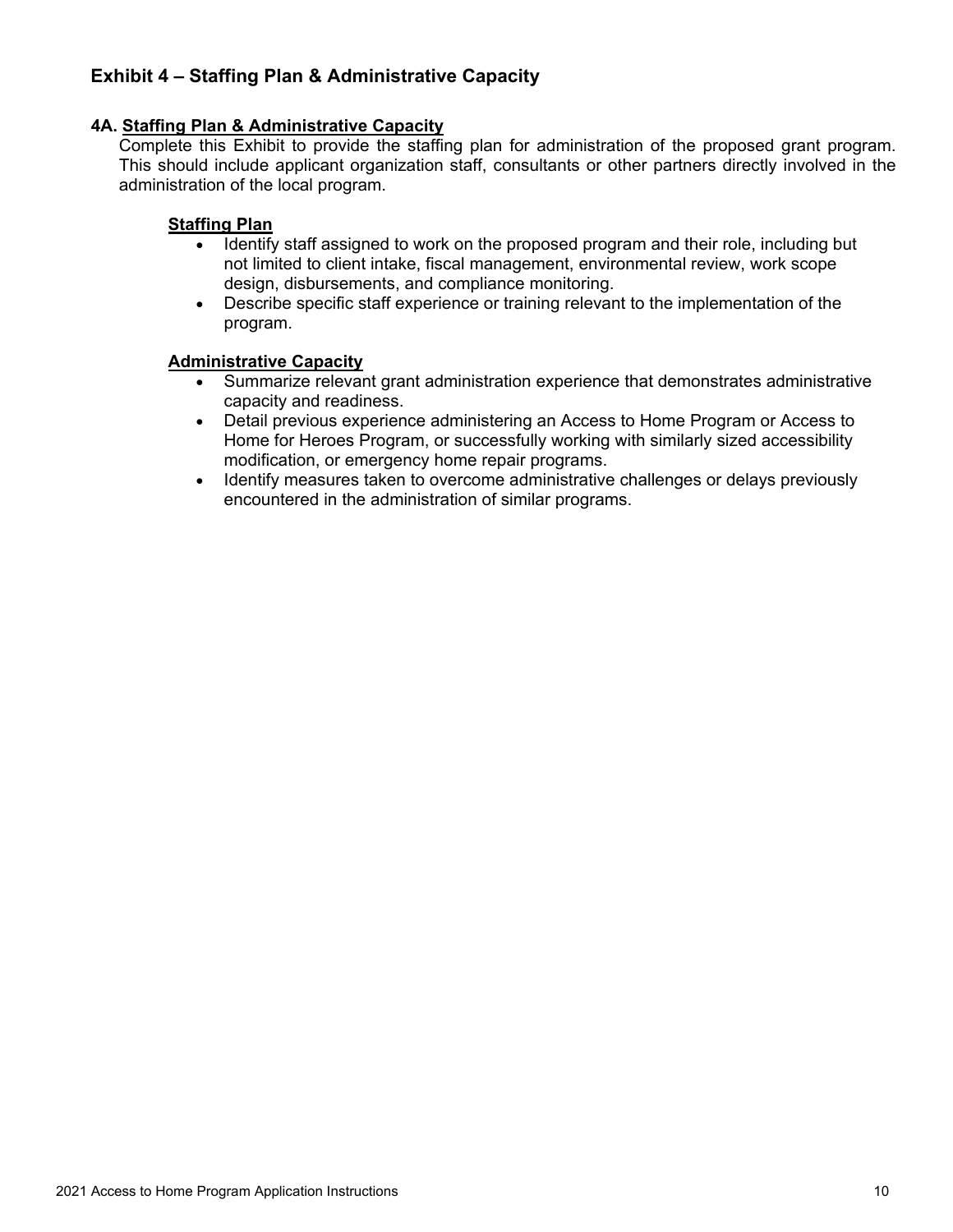## Exhibit 4 – Staffing Plan & Administrative Capacity

**4A. <u>Staffing Plan & Administrative Capacity</u>**

Complete this Exhibit to provide the staffing plan for administration of the proposed grant program. This should include applicant organization staff, consultants or other partners directly involved in the administration of the local program.

**<u>Staffing Plan</u>**

- Identify staff assigned to work on the proposed program and their role, including but not limited to client intake, fiscal management, environmental review, work scope design, disbursements, and compliance monitoring.
- Describe specific staff experience or training relevant to the implementation of the program.

**<u>Administrative Capacity</u>**

- Summarize relevant grant administration experience that demonstrates administrative capacity and readiness.
- Detail previous experience administering an Access to Home Program or Access to Home for Heroes Program, or successfully working with similarly sized accessibility modification, or emergency home repair programs.
- Identify measures taken to overcome administrative challenges or delays previously encountered in the administration of similar programs.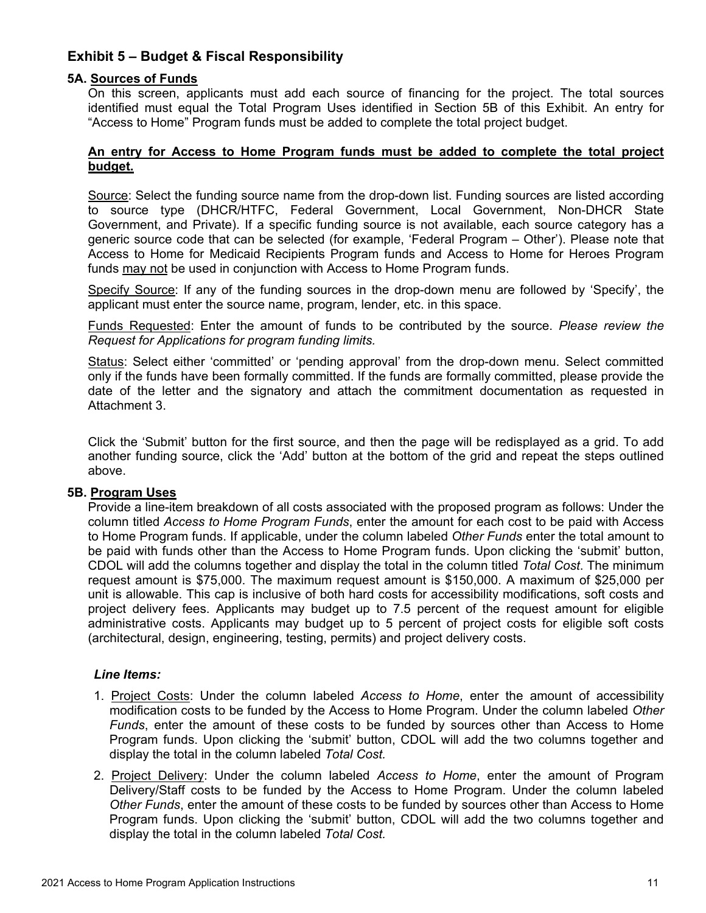## Exhibit 5 – Budget & Fiscal Responsibility

### 5A. <u>Sources of Funds</u>

On this screen, applicants must add each source of financing for the project. The total sources identified must equal the Total Program Uses identified in Section 5B of this Exhibit. An entry for "Access to Home" Program funds must be added to complete the total project budget.

**<u>An entry for Access to Home Program funds must be added to complete the total project budget.</u>**

<u>Source</u>: Select the funding source name from the drop-down list. Funding sources are listed according to source type (DHCR/HTFC, Federal Government, Local Government, Non-DHCR State Government, and Private). If a specific funding source is not available, each source category has a generic source code that can be selected (for example, 'Federal Program – Other'). Please note that Access to Home for Medicaid Recipients Program funds and Access to Home for Heroes Program funds <u>may not</u> be used in conjunction with Access to Home Program funds.

<u>Specify Source</u>: If any of the funding sources in the drop-down menu are followed by 'Specify', the applicant must enter the source name, program, lender, etc. in this space.

<u>Funds Requested</u>: Enter the amount of funds to be contributed by the source. *Please review the Request for Applications for program funding limits.*

<u>Status</u>: Select either 'committed' or 'pending approval' from the drop-down menu. Select committed only if the funds have been formally committed. If the funds are formally committed, please provide the date of the letter and the signatory and attach the commitment documentation as requested in Attachment 3.

Click the 'Submit' button for the first source, and then the page will be redisplayed as a grid. To add another funding source, click the 'Add' button at the bottom of the grid and repeat the steps outlined above.

### 5B. <u>Program Uses</u>

Provide a line-item breakdown of all costs associated with the proposed program as follows: Under the column titled *Access to Home Program Funds*, enter the amount for each cost to be paid with Access to Home Program funds. If applicable, under the column labeled *Other Funds* enter the total amount to be paid with funds other than the Access to Home Program funds. Upon clicking the 'submit' button, CDOL will add the columns together and display the total in the column titled *Total Cost.* The minimum request amount is $75,000. The maximum request amount is $150,000. A maximum of $25,000 per unit is allowable. This cap is inclusive of both hard costs for accessibility modifications, soft costs and project delivery fees. Applicants may budget up to 7.5 percent of the request amount for eligible administrative costs. Applicants may budget up to 5 percent of project costs for eligible soft costs (architectural, design, engineering, testing, permits) and project delivery costs.

***Line Items:***

1. <u>Project Costs</u>: Under the column labeled *Access to Home*, enter the amount of accessibility modification costs to be funded by the Access to Home Program. Under the column labeled *Other Funds*, enter the amount of these costs to be funded by sources other than Access to Home Program funds. Upon clicking the 'submit' button, CDOL will add the two columns together and display the total in the column labeled *Total Cost.*
2. <u>Project Delivery</u>: Under the column labeled *Access to Home*, enter the amount of Program Delivery/Staff costs to be funded by the Access to Home Program. Under the column labeled *Other Funds*, enter the amount of these costs to be funded by sources other than Access to Home Program funds. Upon clicking the 'submit' button, CDOL will add the two columns together and display the total in the column labeled *Total Cost.*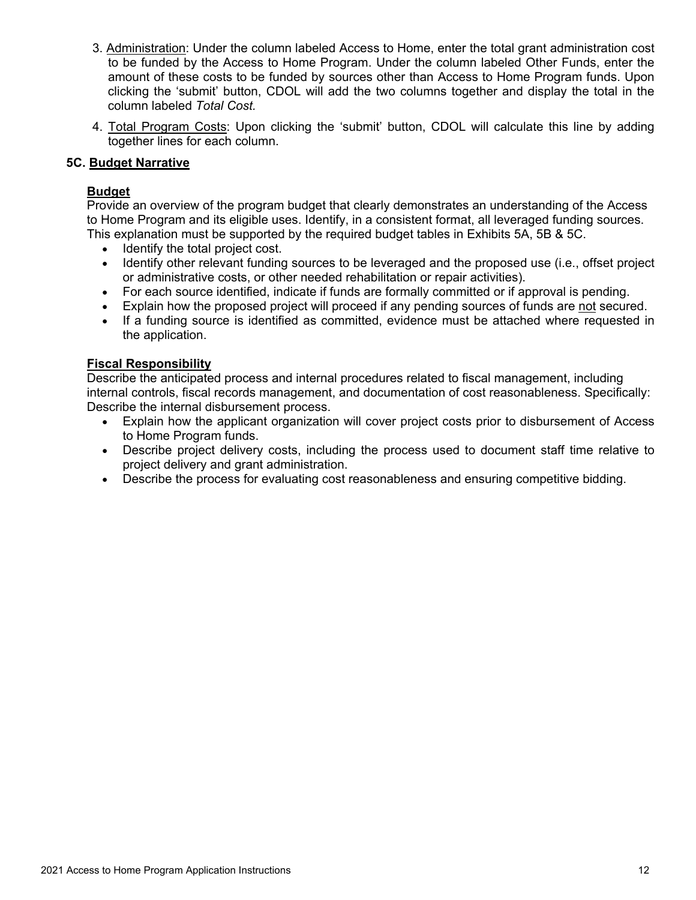3. Administration: Under the column labeled Access to Home, enter the total grant administration cost to be funded by the Access to Home Program. Under the column labeled Other Funds, enter the amount of these costs to be funded by sources other than Access to Home Program funds. Upon clicking the 'submit' button, CDOL will add the two columns together and display the total in the column labeled *Total Cost.*

4. Total Program Costs: Upon clicking the 'submit' button, CDOL will calculate this line by adding together lines for each column.

### 5C. Budget Narrative

**Budget**

Provide an overview of the program budget that clearly demonstrates an understanding of the Access to Home Program and its eligible uses. Identify, in a consistent format, all leveraged funding sources. This explanation must be supported by the required budget tables in Exhibits 5A, 5B & 5C.

- Identify the total project cost.
- Identify other relevant funding sources to be leveraged and the proposed use (i.e., offset project or administrative costs, or other needed rehabilitation or repair activities).
- For each source identified, indicate if funds are formally committed or if approval is pending.
- Explain how the proposed project will proceed if any pending sources of funds are not secured.
- If a funding source is identified as committed, evidence must be attached where requested in the application.

**Fiscal Responsibility**

Describe the anticipated process and internal procedures related to fiscal management, including internal controls, fiscal records management, and documentation of cost reasonableness. Specifically: Describe the internal disbursement process.

- Explain how the applicant organization will cover project costs prior to disbursement of Access to Home Program funds.
- Describe project delivery costs, including the process used to document staff time relative to project delivery and grant administration.
- Describe the process for evaluating cost reasonableness and ensuring competitive bidding.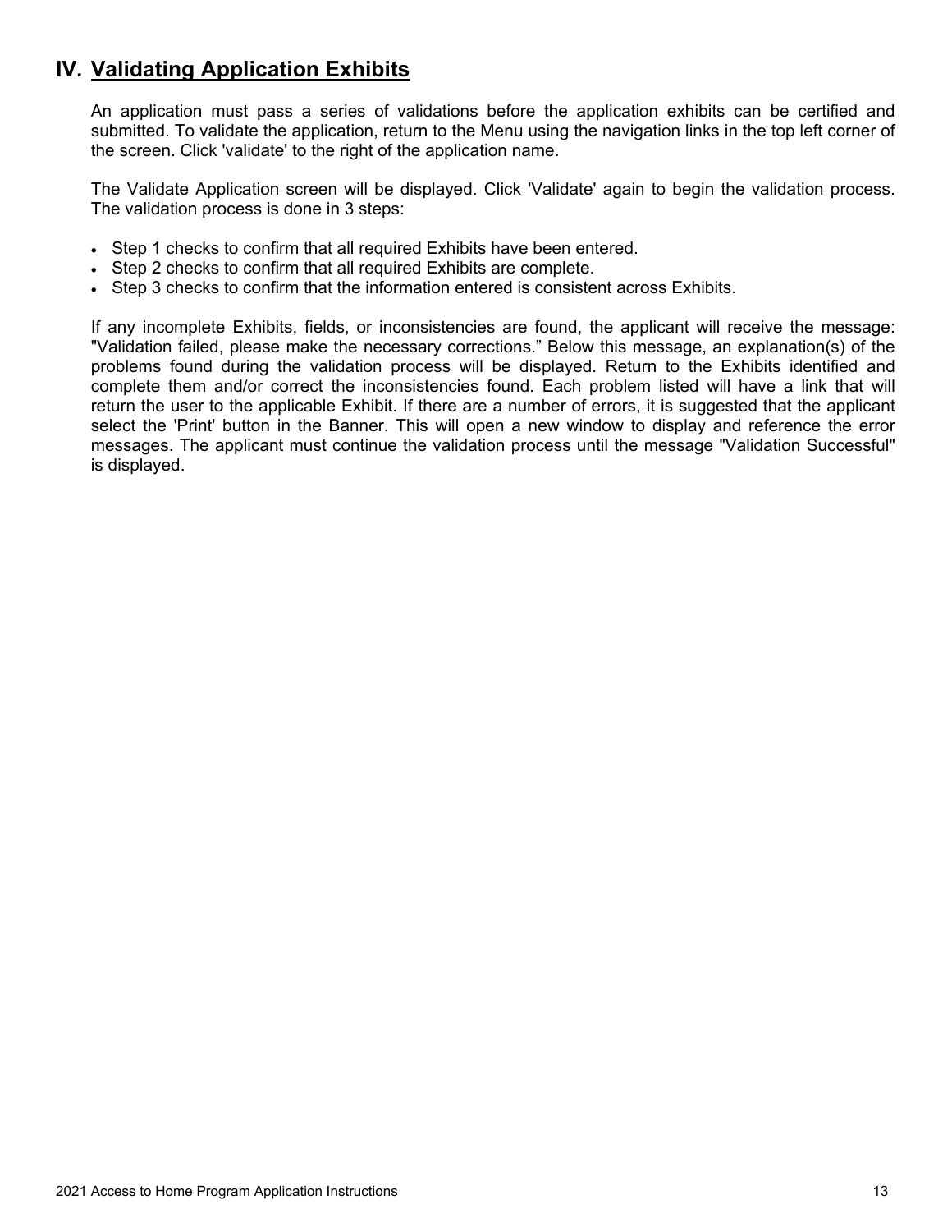## IV. Validating Application Exhibits

An application must pass a series of validations before the application exhibits can be certified and submitted. To validate the application, return to the Menu using the navigation links in the top left corner of the screen. Click 'validate' to the right of the application name.

The Validate Application screen will be displayed. Click 'Validate' again to begin the validation process. The validation process is done in 3 steps:

- Step 1 checks to confirm that all required Exhibits have been entered.
- Step 2 checks to confirm that all required Exhibits are complete.
- Step 3 checks to confirm that the information entered is consistent across Exhibits.

If any incomplete Exhibits, fields, or inconsistencies are found, the applicant will receive the message: "Validation failed, please make the necessary corrections." Below this message, an explanation(s) of the problems found during the validation process will be displayed. Return to the Exhibits identified and complete them and/or correct the inconsistencies found. Each problem listed will have a link that will return the user to the applicable Exhibit. If there are a number of errors, it is suggested that the applicant select the 'Print' button in the Banner. This will open a new window to display and reference the error messages. The applicant must continue the validation process until the message "Validation Successful" is displayed.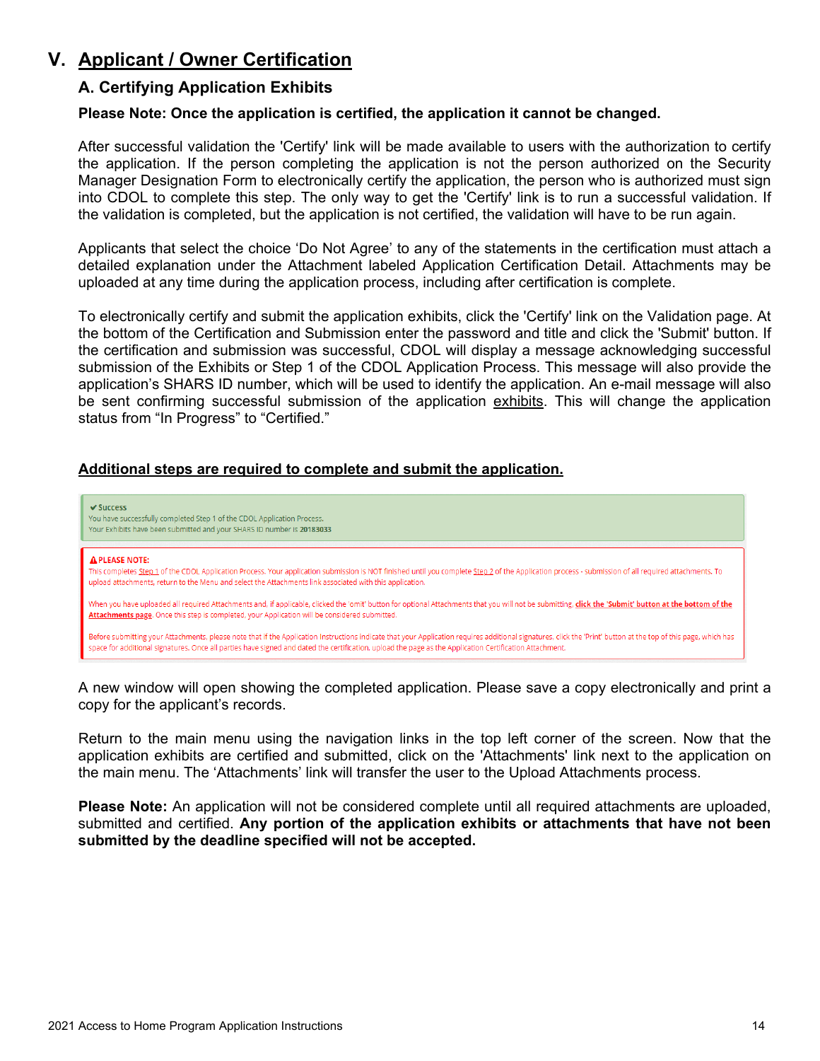# V. Applicant / Owner Certification

## A. Certifying Application Exhibits

**Please Note: Once the application is certified, the application it cannot be changed.**

After successful validation the 'Certify' link will be made available to users with the authorization to certify the application. If the person completing the application is not the person authorized on the Security Manager Designation Form to electronically certify the application, the person who is authorized must sign into CDOL to complete this step. The only way to get the 'Certify' link is to run a successful validation. If the validation is completed, but the application is not certified, the validation will have to be run again.

Applicants that select the choice 'Do Not Agree' to any of the statements in the certification must attach a detailed explanation under the Attachment labeled Application Certification Detail. Attachments may be uploaded at any time during the application process, including after certification is complete.

To electronically certify and submit the application exhibits, click the 'Certify' link on the Validation page. At the bottom of the Certification and Submission enter the password and title and click the 'Submit' button. If the certification and submission was successful, CDOL will display a message acknowledging successful submission of the Exhibits or Step 1 of the CDOL Application Process. This message will also provide the application's SHARS ID number, which will be used to identify the application. An e-mail message will also be sent confirming successful submission of the application exhibits. This will change the application status from "In Progress" to "Certified."

**Additional steps are required to complete and submit the application.**

✔ Success
You have successfully completed Step 1 of the CDOL Application Process.
Your Exhibits have been submitted and your SHARS ID number is **20183033**

**⚠ PLEASE NOTE:**
This completes Step 1 of the CDOL Application Process. Your application submission is NOT finished until you complete Step 2 of the Application process - submission of all required attachments. To upload attachments, return to the Menu and select the Attachments link associated with this application.

When you have uploaded all required Attachments and, if applicable, clicked the 'omit' button for optional Attachments that you will not be submitting, **click the 'Submit' button at the bottom of the Attachments page**. Once this step is completed, your Application will be considered submitted.

Before submitting your Attachments, please note that if the Application Instructions indicate that your Application requires additional signatures, click the 'Print' button at the top of this page, which has space for additional signatures. Once all parties have signed and dated the certification, upload the page as the Application Certification Attachment.

A new window will open showing the completed application. Please save a copy electronically and print a copy for the applicant's records.

Return to the main menu using the navigation links in the top left corner of the screen. Now that the application exhibits are certified and submitted, click on the 'Attachments' link next to the application on the main menu. The 'Attachments' link will transfer the user to the Upload Attachments process.

**Please Note:** An application will not be considered complete until all required attachments are uploaded, submitted and certified. **Any portion of the application exhibits or attachments that have not been submitted by the deadline specified will not be accepted.**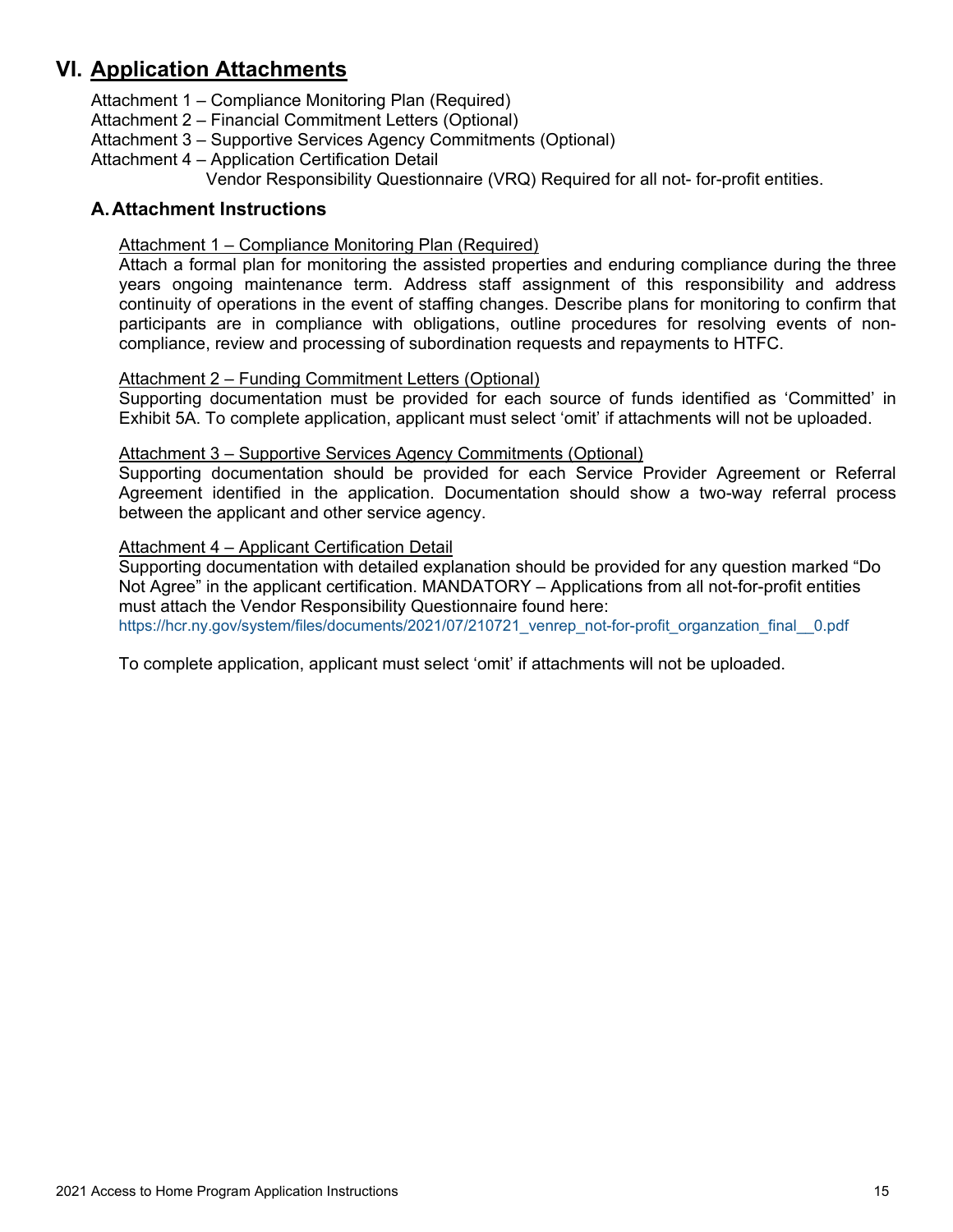# VI. Application Attachments

Attachment 1 – Compliance Monitoring Plan (Required)
Attachment 2 – Financial Commitment Letters (Optional)
Attachment 3 – Supportive Services Agency Commitments (Optional)
Attachment 4 – Application Certification Detail
Vendor Responsibility Questionnaire (VRQ) Required for all not- for-profit entities.

## A. Attachment Instructions

Attachment 1 – Compliance Monitoring Plan (Required)

Attach a formal plan for monitoring the assisted properties and enduring compliance during the three years ongoing maintenance term. Address staff assignment of this responsibility and address continuity of operations in the event of staffing changes. Describe plans for monitoring to confirm that participants are in compliance with obligations, outline procedures for resolving events of non-compliance, review and processing of subordination requests and repayments to HTFC.

Attachment 2 – Funding Commitment Letters (Optional)

Supporting documentation must be provided for each source of funds identified as 'Committed' in Exhibit 5A. To complete application, applicant must select 'omit' if attachments will not be uploaded.

Attachment 3 – Supportive Services Agency Commitments (Optional)

Supporting documentation should be provided for each Service Provider Agreement or Referral Agreement identified in the application. Documentation should show a two-way referral process between the applicant and other service agency.

Attachment 4 – Applicant Certification Detail

Supporting documentation with detailed explanation should be provided for any question marked "Do Not Agree" in the applicant certification. MANDATORY – Applications from all not-for-profit entities must attach the Vendor Responsibility Questionnaire found here:
https://hcr.ny.gov/system/files/documents/2021/07/210721_venrep_not-for-profit_organzation_final__0.pdf

To complete application, applicant must select 'omit' if attachments will not be uploaded.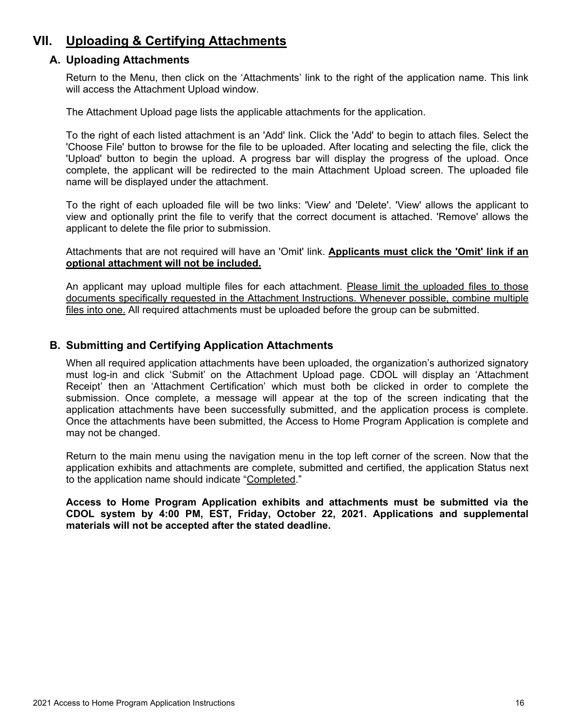# VII. <u>Uploading & Certifying Attachments</u>

## A. Uploading Attachments

Return to the Menu, then click on the 'Attachments' link to the right of the application name. This link will access the Attachment Upload window.

The Attachment Upload page lists the applicable attachments for the application.

To the right of each listed attachment is an 'Add' link. Click the 'Add' to begin to attach files. Select the 'Choose File' button to browse for the file to be uploaded. After locating and selecting the file, click the 'Upload' button to begin the upload. A progress bar will display the progress of the upload. Once complete, the applicant will be redirected to the main Attachment Upload screen. The uploaded file name will be displayed under the attachment.

To the right of each uploaded file will be two links: 'View' and 'Delete'. 'View' allows the applicant to view and optionally print the file to verify that the correct document is attached. 'Remove' allows the applicant to delete the file prior to submission.

Attachments that are not required will have an 'Omit' link. **<u>Applicants must click the 'Omit' link if an optional attachment will not be included.</u>**

An applicant may upload multiple files for each attachment. <u>Please limit the uploaded files to those documents specifically requested in the Attachment Instructions. Whenever possible, combine multiple files into one.</u> All required attachments must be uploaded before the group can be submitted.

## B. Submitting and Certifying Application Attachments

When all required application attachments have been uploaded, the organization's authorized signatory must log-in and click 'Submit' on the Attachment Upload page. CDOL will display an 'Attachment Receipt' then an 'Attachment Certification' which must both be clicked in order to complete the submission. Once complete, a message will appear at the top of the screen indicating that the application attachments have been successfully submitted, and the application process is complete. Once the attachments have been submitted, the Access to Home Program Application is complete and may not be changed.

Return to the main menu using the navigation menu in the top left corner of the screen. Now that the application exhibits and attachments are complete, submitted and certified, the application Status next to the application name should indicate "<u>Completed</u>."

**Access to Home Program Application exhibits and attachments must be submitted via the CDOL system by 4:00 PM, EST, Friday, October 22, 2021. Applications and supplemental materials will not be accepted after the stated deadline.**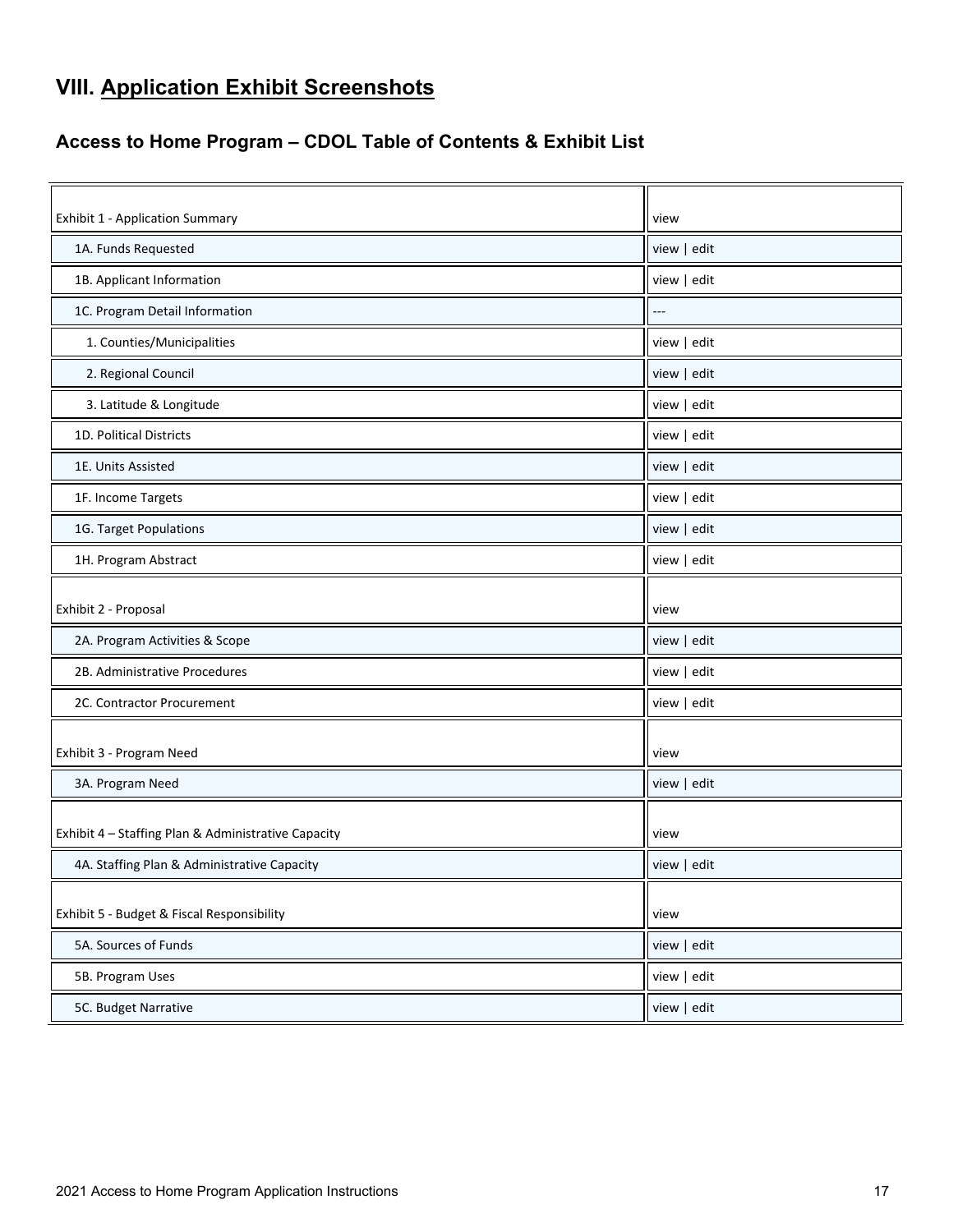# VIII. Application Exhibit Screenshots

## Access to Home Program – CDOL Table of Contents & Exhibit List

| | |
|---|---|
| Exhibit 1 - Application Summary | view |
| 1A. Funds Requested | view \| edit |
| 1B. Applicant Information | view \| edit |
| 1C. Program Detail Information | --- |
| 1. Counties/Municipalities | view \| edit |
| 2. Regional Council | view \| edit |
| 3. Latitude & Longitude | view \| edit |
| 1D. Political Districts | view \| edit |
| 1E. Units Assisted | view \| edit |
| 1F. Income Targets | view \| edit |
| 1G. Target Populations | view \| edit |
| 1H. Program Abstract | view \| edit |
| Exhibit 2 - Proposal | view |
| 2A. Program Activities & Scope | view \| edit |
| 2B. Administrative Procedures | view \| edit |
| 2C. Contractor Procurement | view \| edit |
| Exhibit 3 - Program Need | view |
| 3A. Program Need | view \| edit |
| Exhibit 4 – Staffing Plan & Administrative Capacity | view |
| 4A. Staffing Plan & Administrative Capacity | view \| edit |
| Exhibit 5 - Budget & Fiscal Responsibility | view |
| 5A. Sources of Funds | view \| edit |
| 5B. Program Uses | view \| edit |
| 5C. Budget Narrative | view \| edit |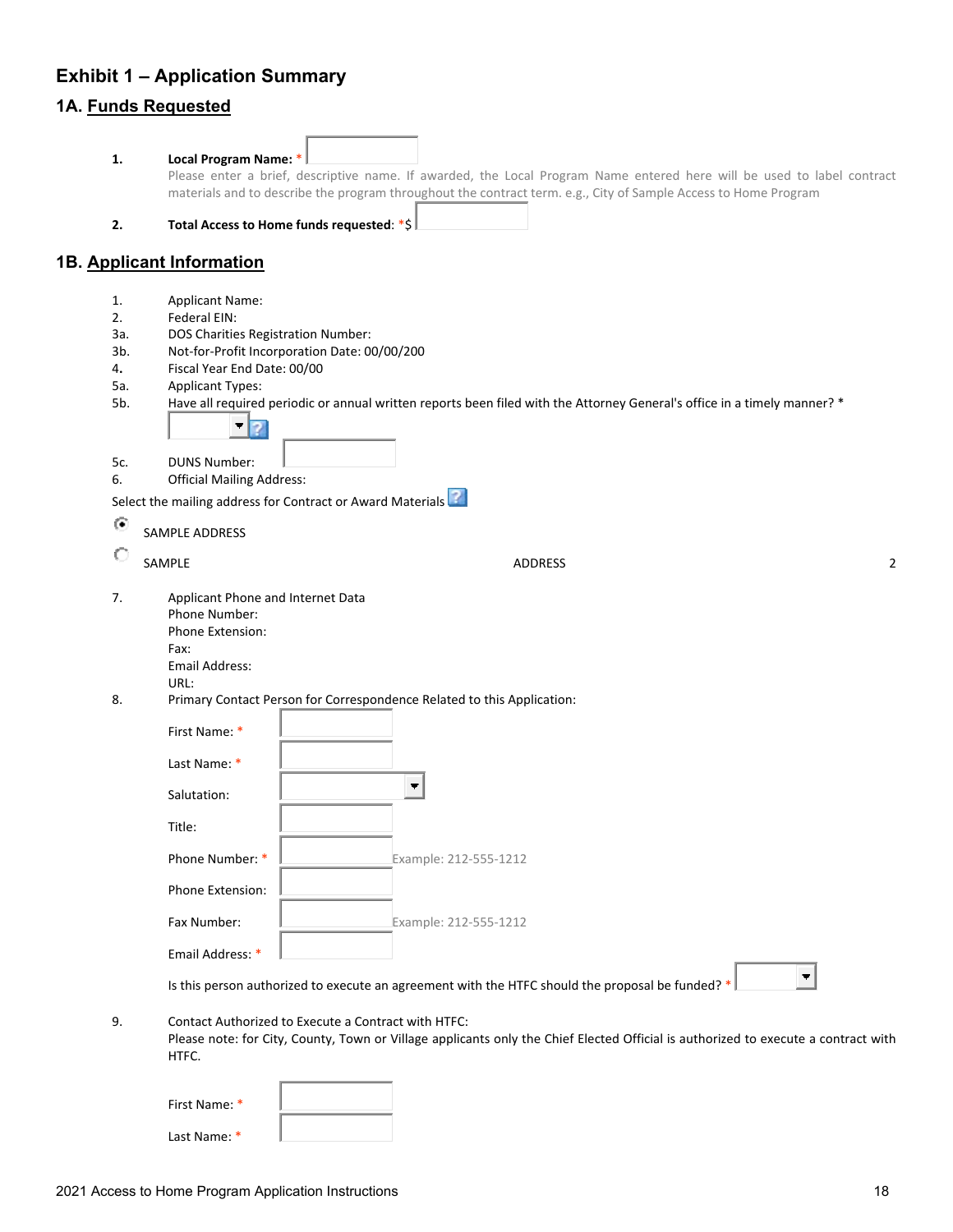## Exhibit 1 – Application Summary

### 1A. Funds Requested

1. **Local Program Name:** *
   Please enter a brief, descriptive name. If awarded, the Local Program Name entered here will be used to label contract materials and to describe the program throughout the contract term. e.g., City of Sample Access to Home Program

2. **Total Access to Home funds requested:** *$

### 1B. Applicant Information

1. Applicant Name:
2. Federal EIN:
3a. DOS Charities Registration Number:
3b. Not-for-Profit Incorporation Date: 00/00/200
4. Fiscal Year End Date: 00/00
5a. Applicant Types:
5b. Have all required periodic or annual written reports been filed with the Attorney General's office in a timely manner? *
5c. DUNS Number:
6. Official Mailing Address:

Select the mailing address for Contract or Award Materials

- (selected) SAMPLE ADDRESS
- SAMPLE ADDRESS 2

7. Applicant Phone and Internet Data
   Phone Number:
   Phone Extension:
   Fax:
   Email Address:
   URL:
8. Primary Contact Person for Correspondence Related to this Application:

   First Name: *

   Last Name: *

   Salutation:

   Title:

   Phone Number: * Example: 212-555-1212

   Phone Extension:

   Fax Number: Example: 212-555-1212

   Email Address: *

   Is this person authorized to execute an agreement with the HTFC should the proposal be funded? *

9. Contact Authorized to Execute a Contract with HTFC:
   Please note: for City, County, Town or Village applicants only the Chief Elected Official is authorized to execute a contract with HTFC.

   First Name: *

   Last Name: *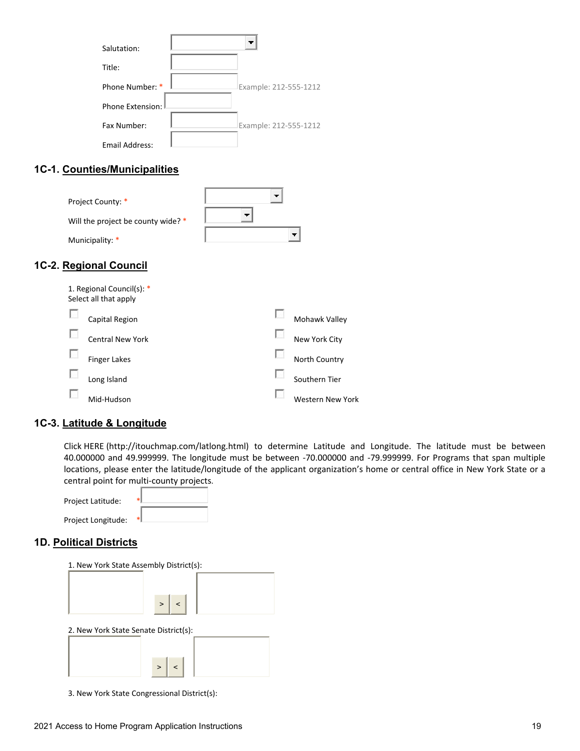Salutation:

Title:

Phone Number: * Example: 212-555-1212

Phone Extension:

Fax Number: Example: 212-555-1212

Email Address:

### 1C-1. Counties/Municipalities

Project County: *

Will the project be county wide? *

Municipality: *

### 1C-2. Regional Council

1. Regional Council(s): *
Select all that apply

- Capital Region
- Central New York
- Finger Lakes
- Long Island
- Mid-Hudson
- Mohawk Valley
- New York City
- North Country
- Southern Tier
- Western New York

### 1C-3. Latitude & Longitude

Click HERE (http://itouchmap.com/latlong.html) to determine Latitude and Longitude. The latitude must be between 40.000000 and 49.999999. The longitude must be between -70.000000 and -79.999999. For Programs that span multiple locations, please enter the latitude/longitude of the applicant organization's home or central office in New York State or a central point for multi-county projects.

Project Latitude: *

Project Longitude: *

### 1D. Political Districts

1. New York State Assembly District(s):

> <

2. New York State Senate District(s):

> <

3. New York State Congressional District(s):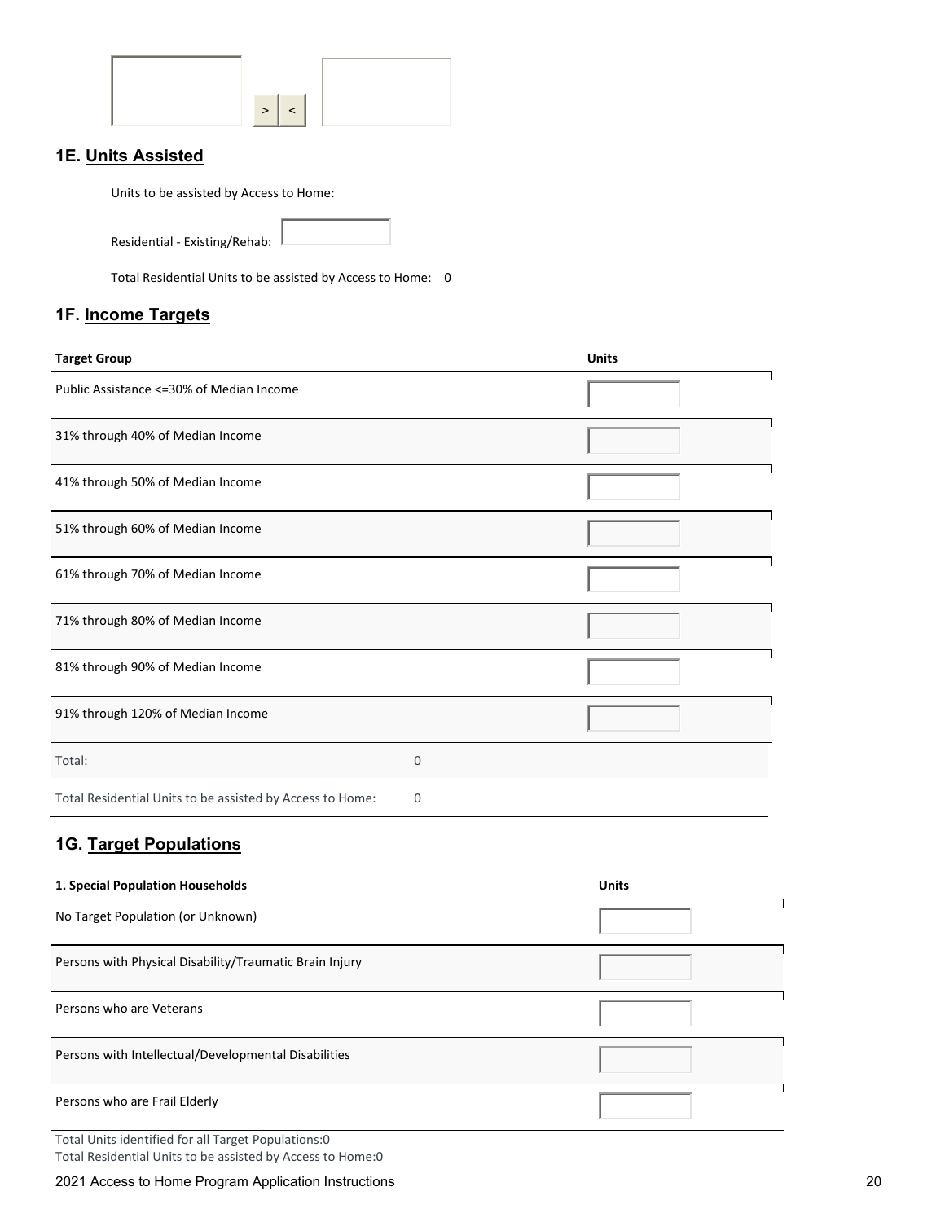## 1E. Units Assisted

Units to be assisted by Access to Home:

Residential - Existing/Rehab:

Total Residential Units to be assisted by Access to Home: 0

## 1F. Income Targets

| Target Group | | Units |
|---|---|---|
| Public Assistance <=30% of Median Income | | |
| 31% through 40% of Median Income | | |
| 41% through 50% of Median Income | | |
| 51% through 60% of Median Income | | |
| 61% through 70% of Median Income | | |
| 71% through 80% of Median Income | | |
| 81% through 90% of Median Income | | |
| 91% through 120% of Median Income | | |
| Total: | 0 | |
| Total Residential Units to be assisted by Access to Home: | 0 | |

## 1G. Target Populations

| 1. Special Population Households | Units |
|---|---|
| No Target Population (or Unknown) | |
| Persons with Physical Disability/Traumatic Brain Injury | |
| Persons who are Veterans | |
| Persons with Intellectual/Developmental Disabilities | |
| Persons who are Frail Elderly | |

Total Units identified for all Target Populations:0
Total Residential Units to be assisted by Access to Home:0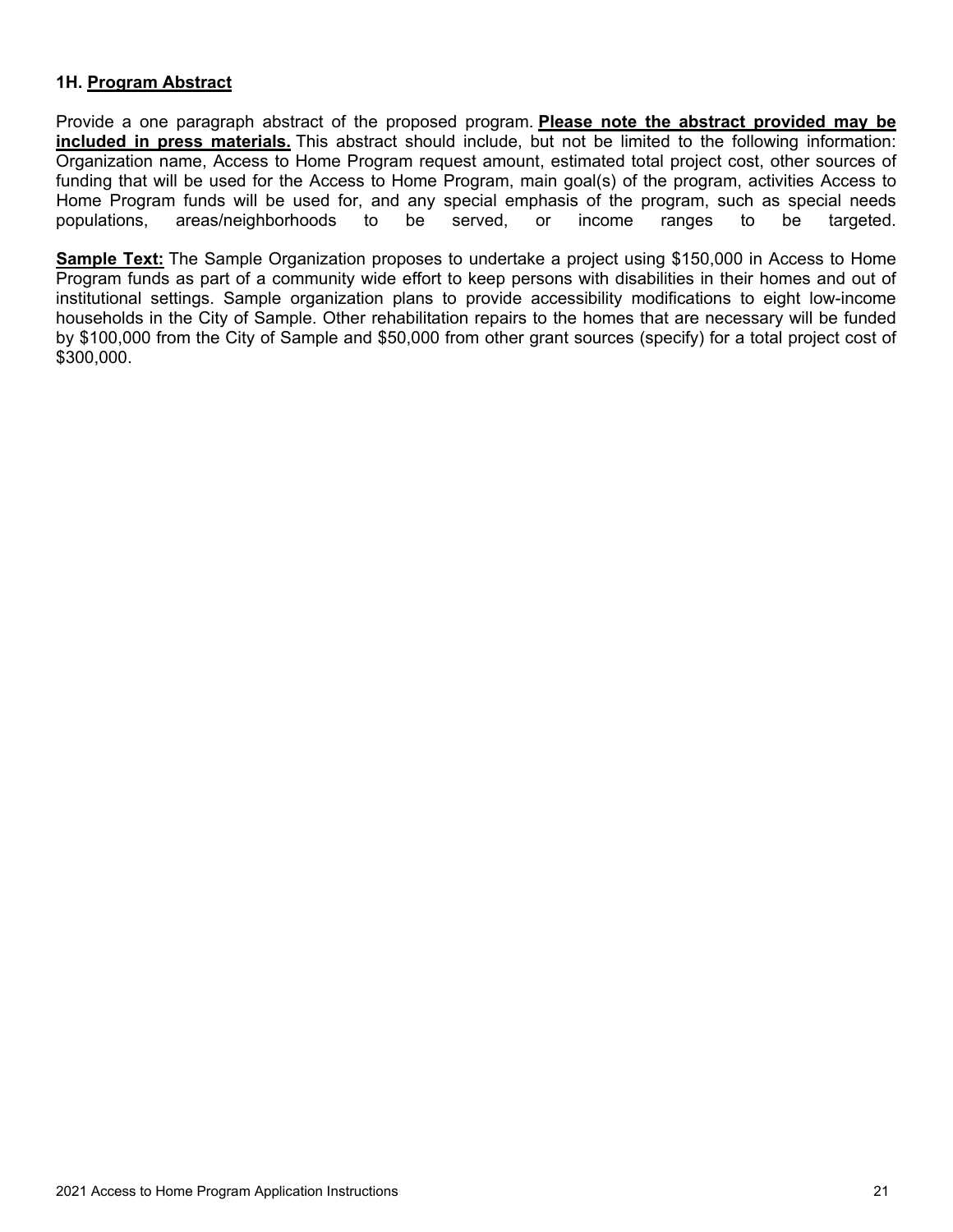### 1H. <u>Program Abstract</u>

Provide a one paragraph abstract of the proposed program. **<u>Please note the abstract provided may be included in press materials.</u>** This abstract should include, but not be limited to the following information: Organization name, Access to Home Program request amount, estimated total project cost, other sources of funding that will be used for the Access to Home Program, main goal(s) of the program, activities Access to Home Program funds will be used for, and any special emphasis of the program, such as special needs populations, areas/neighborhoods to be served, or income ranges to be targeted.

**<u>Sample Text:</u>** The Sample Organization proposes to undertake a project using $150,000 in Access to Home Program funds as part of a community wide effort to keep persons with disabilities in their homes and out of institutional settings. Sample organization plans to provide accessibility modifications to eight low-income households in the City of Sample. Other rehabilitation repairs to the homes that are necessary will be funded by $100,000 from the City of Sample and $50,000 from other grant sources (specify) for a total project cost of $300,000.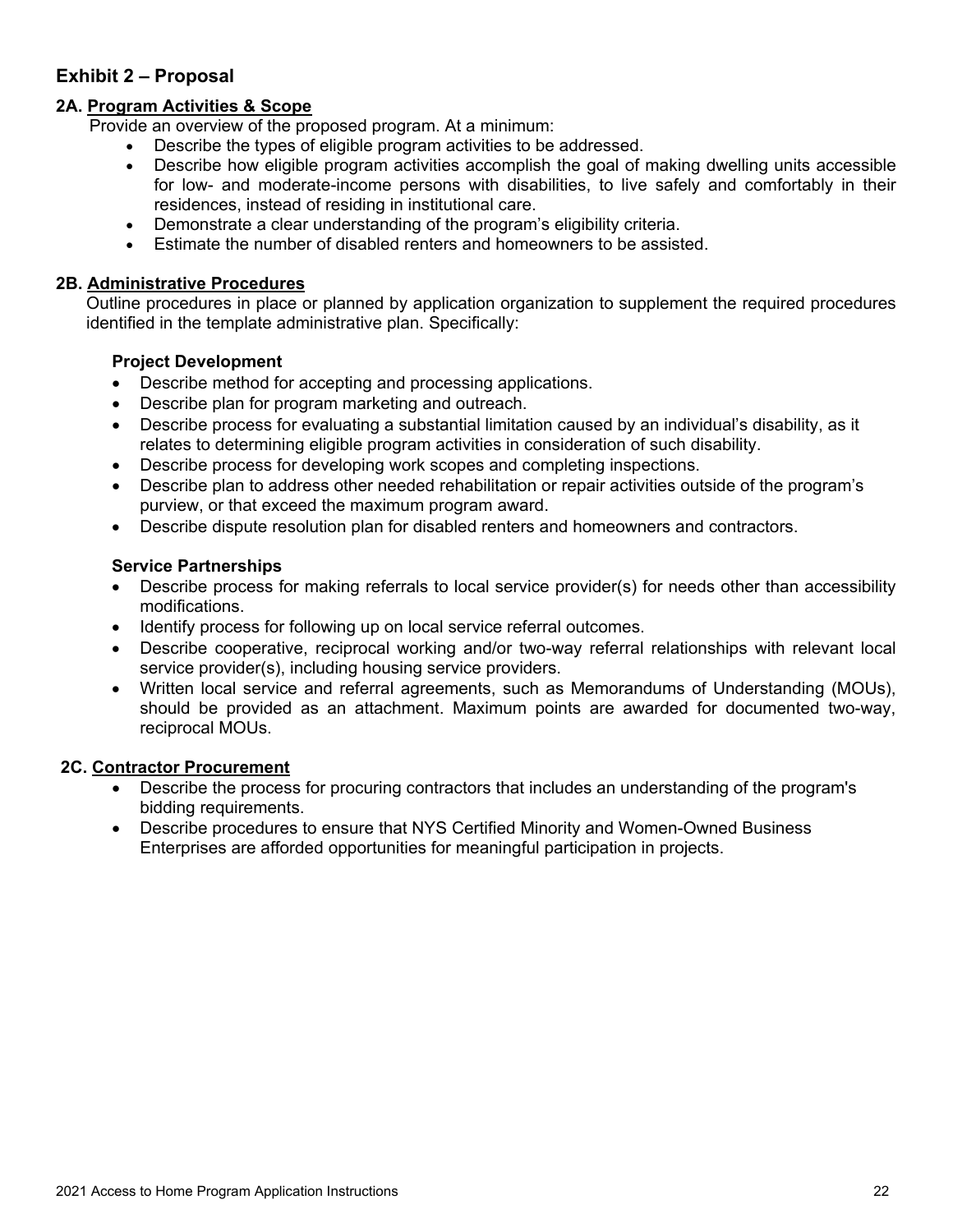## Exhibit 2 – Proposal

### 2A. <u>Program Activities & Scope</u>

Provide an overview of the proposed program. At a minimum:

- Describe the types of eligible program activities to be addressed.
- Describe how eligible program activities accomplish the goal of making dwelling units accessible for low- and moderate-income persons with disabilities, to live safely and comfortably in their residences, instead of residing in institutional care.
- Demonstrate a clear understanding of the program's eligibility criteria.
- Estimate the number of disabled renters and homeowners to be assisted.

### 2B. <u>Administrative Procedures</u>

Outline procedures in place or planned by application organization to supplement the required procedures identified in the template administrative plan. Specifically:

**Project Development**

- Describe method for accepting and processing applications.
- Describe plan for program marketing and outreach.
- Describe process for evaluating a substantial limitation caused by an individual's disability, as it relates to determining eligible program activities in consideration of such disability.
- Describe process for developing work scopes and completing inspections.
- Describe plan to address other needed rehabilitation or repair activities outside of the program's purview, or that exceed the maximum program award.
- Describe dispute resolution plan for disabled renters and homeowners and contractors.

**Service Partnerships**

- Describe process for making referrals to local service provider(s) for needs other than accessibility modifications.
- Identify process for following up on local service referral outcomes.
- Describe cooperative, reciprocal working and/or two-way referral relationships with relevant local service provider(s), including housing service providers.
- Written local service and referral agreements, such as Memorandums of Understanding (MOUs), should be provided as an attachment. Maximum points are awarded for documented two-way, reciprocal MOUs.

### 2C. <u>Contractor Procurement</u>

- Describe the process for procuring contractors that includes an understanding of the program's bidding requirements.
- Describe procedures to ensure that NYS Certified Minority and Women-Owned Business Enterprises are afforded opportunities for meaningful participation in projects.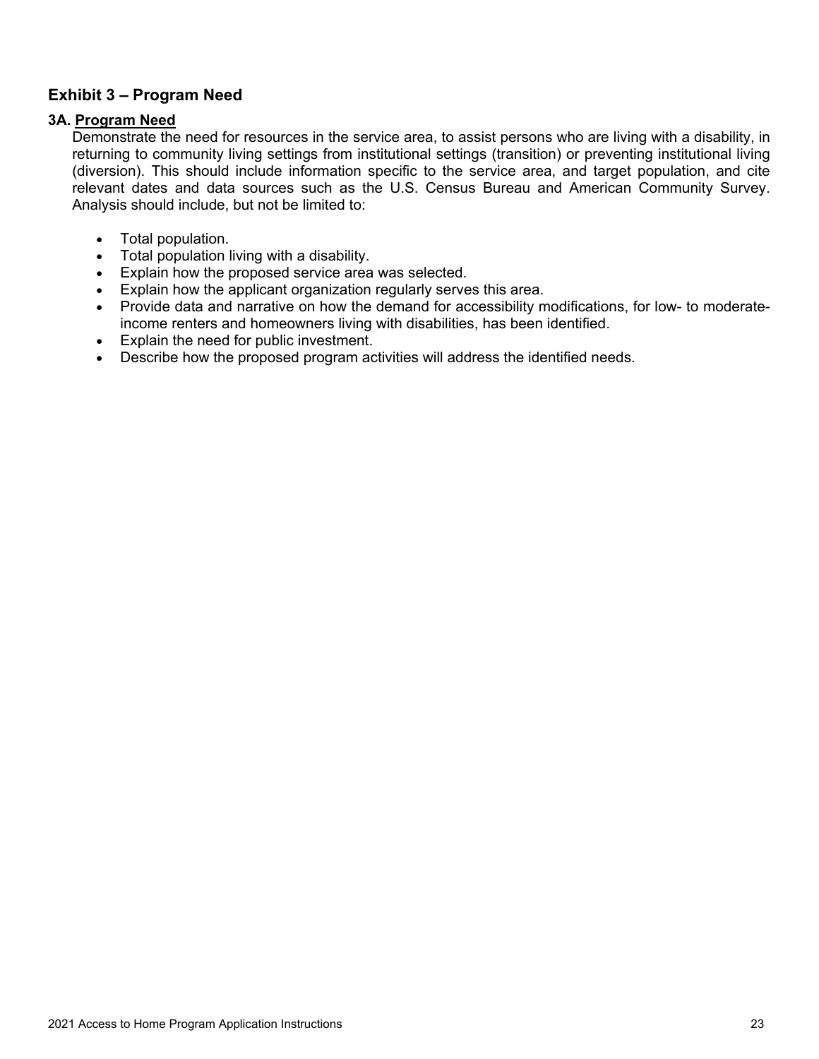## Exhibit 3 – Program Need

### 3A. <u>Program Need</u>

Demonstrate the need for resources in the service area, to assist persons who are living with a disability, in returning to community living settings from institutional settings (transition) or preventing institutional living (diversion). This should include information specific to the service area, and target population, and cite relevant dates and data sources such as the U.S. Census Bureau and American Community Survey. Analysis should include, but not be limited to:

- Total population.
- Total population living with a disability.
- Explain how the proposed service area was selected.
- Explain how the applicant organization regularly serves this area.
- Provide data and narrative on how the demand for accessibility modifications, for low- to moderate-income renters and homeowners living with disabilities, has been identified.
- Explain the need for public investment.
- Describe how the proposed program activities will address the identified needs.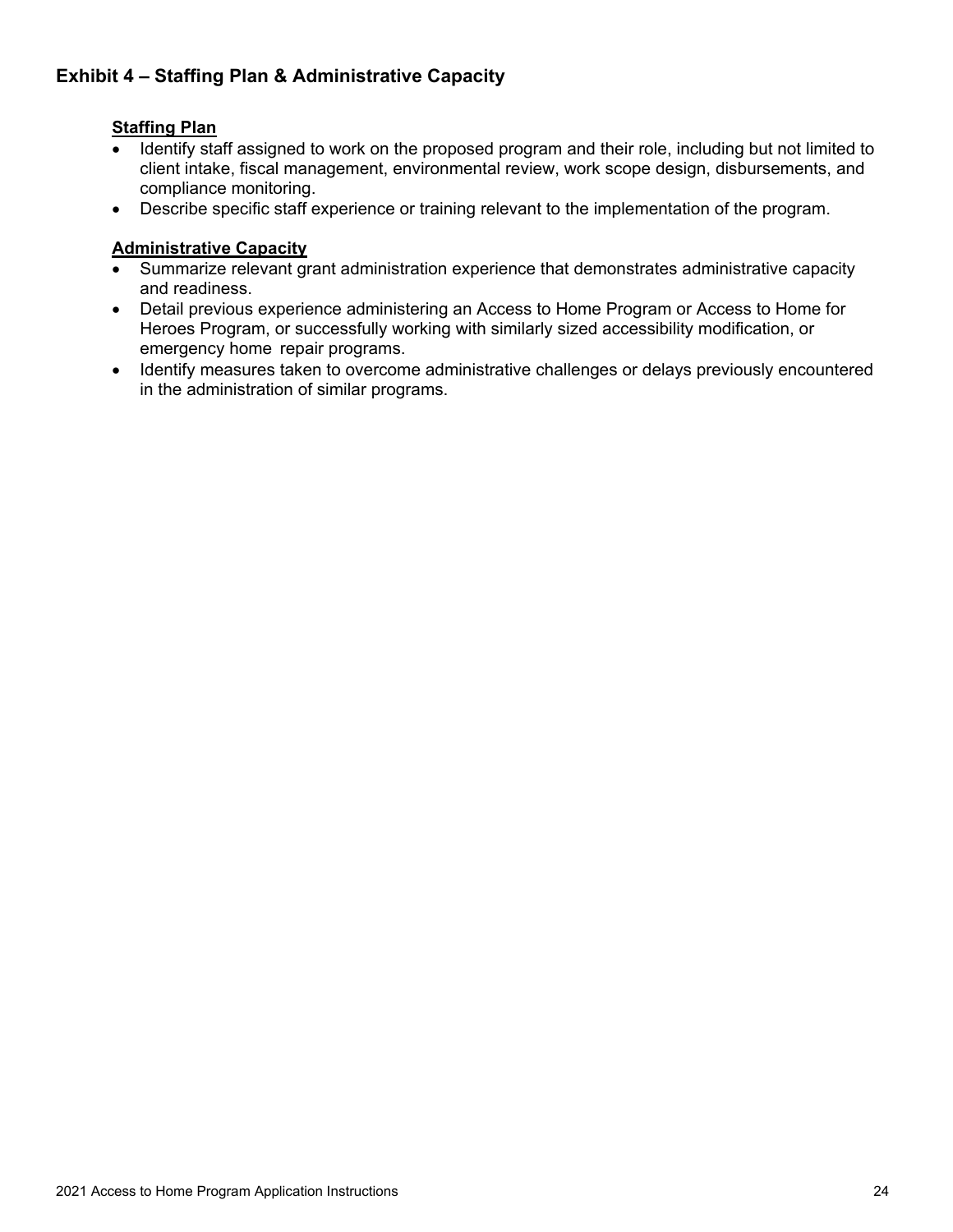## Exhibit 4 – Staffing Plan & Administrative Capacity

**Staffing Plan**

- Identify staff assigned to work on the proposed program and their role, including but not limited to client intake, fiscal management, environmental review, work scope design, disbursements, and compliance monitoring.
- Describe specific staff experience or training relevant to the implementation of the program.

**Administrative Capacity**

- Summarize relevant grant administration experience that demonstrates administrative capacity and readiness.
- Detail previous experience administering an Access to Home Program or Access to Home for Heroes Program, or successfully working with similarly sized accessibility modification, or emergency home repair programs.
- Identify measures taken to overcome administrative challenges or delays previously encountered in the administration of similar programs.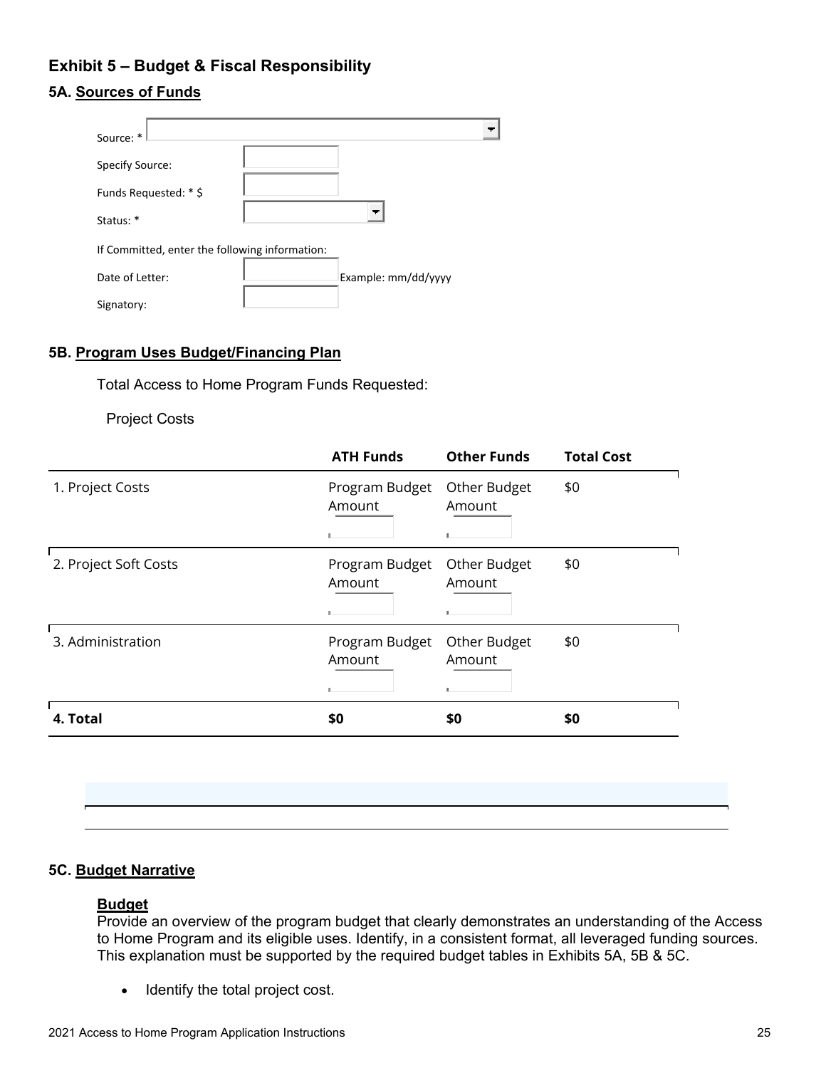## Exhibit 5 – Budget & Fiscal Responsibility

### 5A. Sources of Funds

Source: *

Specify Source:

Funds Requested: * $

Status: *

If Committed, enter the following information:

Date of Letter: Example: mm/dd/yyyy

Signatory:

### 5B. Program Uses Budget/Financing Plan

Total Access to Home Program Funds Requested:

Project Costs

| | ATH Funds | Other Funds | Total Cost |
|---|---|---|---|
| 1. Project Costs | Program Budget Amount | Other Budget Amount | $0 |
| 2. Project Soft Costs | Program Budget Amount | Other Budget Amount | $0 |
| 3. Administration | Program Budget Amount | Other Budget Amount | $0 |
| **4. Total** | **$0** | **$0** | **$0** |

### 5C. Budget Narrative

**Budget**

Provide an overview of the program budget that clearly demonstrates an understanding of the Access to Home Program and its eligible uses. Identify, in a consistent format, all leveraged funding sources. This explanation must be supported by the required budget tables in Exhibits 5A, 5B & 5C.

- Identify the total project cost.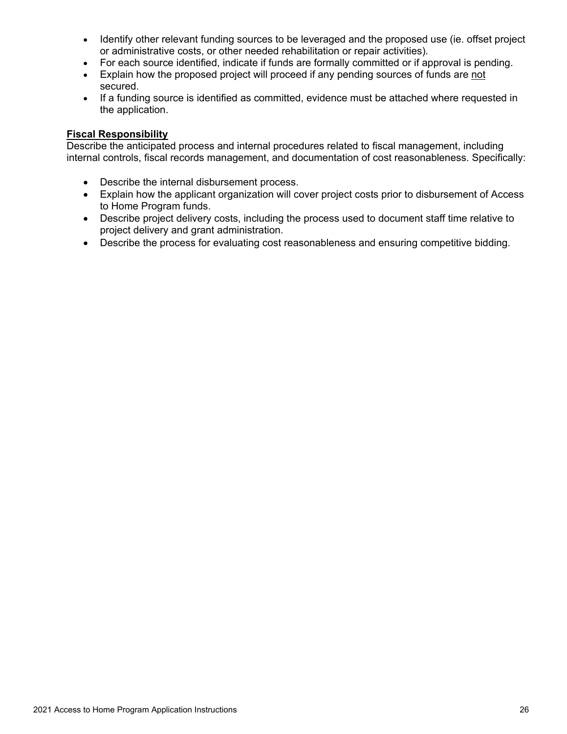- Identify other relevant funding sources to be leveraged and the proposed use (ie. offset project or administrative costs, or other needed rehabilitation or repair activities).
- For each source identified, indicate if funds are formally committed or if approval is pending.
- Explain how the proposed project will proceed if any pending sources of funds are <u>not</u> secured.
- If a funding source is identified as committed, evidence must be attached where requested in the application.

**<u>Fiscal Responsibility</u>**

Describe the anticipated process and internal procedures related to fiscal management, including internal controls, fiscal records management, and documentation of cost reasonableness. Specifically:

- Describe the internal disbursement process.
- Explain how the applicant organization will cover project costs prior to disbursement of Access to Home Program funds.
- Describe project delivery costs, including the process used to document staff time relative to project delivery and grant administration.
- Describe the process for evaluating cost reasonableness and ensuring competitive bidding.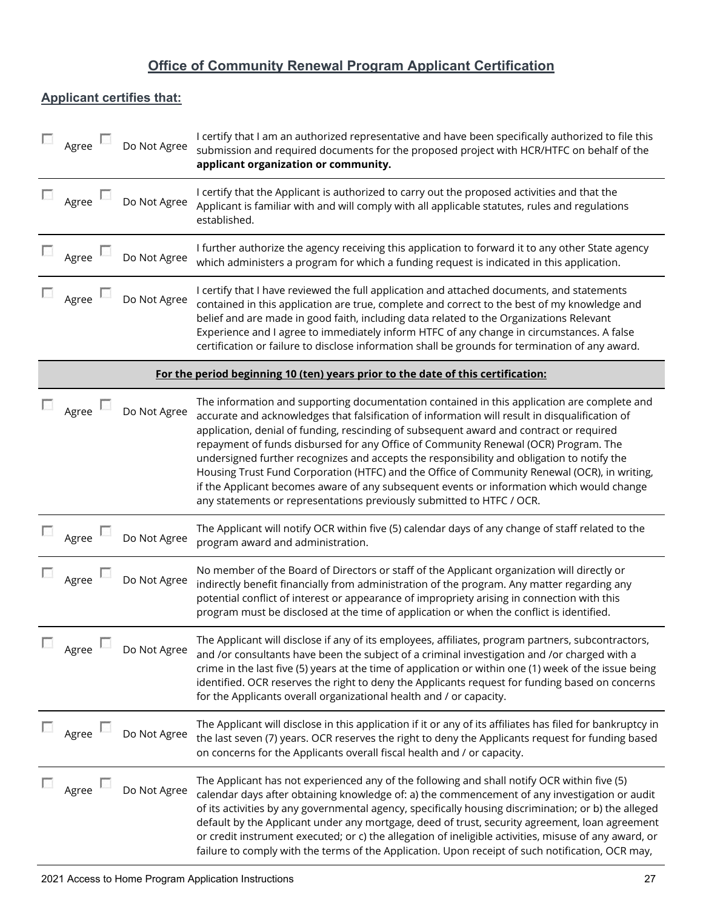## Office of Community Renewal Program Applicant Certification

### Applicant certifies that:

| Agree | Do Not Agree | |
|---|---|---|
| ☐ Agree | ☐ Do Not Agree | I certify that I am an authorized representative and have been specifically authorized to file this submission and required documents for the proposed project with HCR/HTFC on behalf of the **applicant organization or community.** |
| ☐ Agree | ☐ Do Not Agree | I certify that the Applicant is authorized to carry out the proposed activities and that the Applicant is familiar with and will comply with all applicable statutes, rules and regulations established. |
| ☐ Agree | ☐ Do Not Agree | I further authorize the agency receiving this application to forward it to any other State agency which administers a program for which a funding request is indicated in this application. |
| ☐ Agree | ☐ Do Not Agree | I certify that I have reviewed the full application and attached documents, and statements contained in this application are true, complete and correct to the best of my knowledge and belief and are made in good faith, including data related to the Organizations Relevant Experience and I agree to immediately inform HTFC of any change in circumstances. A false certification or failure to disclose information shall be grounds for termination of any award. |
| | | **For the period beginning 10 (ten) years prior to the date of this certification:** |
| ☐ Agree | ☐ Do Not Agree | The information and supporting documentation contained in this application are complete and accurate and acknowledges that falsification of information will result in disqualification of application, denial of funding, rescinding of subsequent award and contract or required repayment of funds disbursed for any Office of Community Renewal (OCR) Program. The undersigned further recognizes and accepts the responsibility and obligation to notify the Housing Trust Fund Corporation (HTFC) and the Office of Community Renewal (OCR), in writing, if the Applicant becomes aware of any subsequent events or information which would change any statements or representations previously submitted to HTFC / OCR. |
| ☐ Agree | ☐ Do Not Agree | The Applicant will notify OCR within five (5) calendar days of any change of staff related to the program award and administration. |
| ☐ Agree | ☐ Do Not Agree | No member of the Board of Directors or staff of the Applicant organization will directly or indirectly benefit financially from administration of the program. Any matter regarding any potential conflict of interest or appearance of impropriety arising in connection with this program must be disclosed at the time of application or when the conflict is identified. |
| ☐ Agree | ☐ Do Not Agree | The Applicant will disclose if any of its employees, affiliates, program partners, subcontractors, and /or consultants have been the subject of a criminal investigation and /or charged with a crime in the last five (5) years at the time of application or within one (1) week of the issue being identified. OCR reserves the right to deny the Applicants request for funding based on concerns for the Applicants overall organizational health and / or capacity. |
| ☐ Agree | ☐ Do Not Agree | The Applicant will disclose in this application if it or any of its affiliates has filed for bankruptcy in the last seven (7) years. OCR reserves the right to deny the Applicants request for funding based on concerns for the Applicants overall fiscal health and / or capacity. |
| ☐ Agree | ☐ Do Not Agree | The Applicant has not experienced any of the following and shall notify OCR within five (5) calendar days after obtaining knowledge of: a) the commencement of any investigation or audit of its activities by any governmental agency, specifically housing discrimination; or b) the alleged default by the Applicant under any mortgage, deed of trust, security agreement, loan agreement or credit instrument executed; or c) the allegation of ineligible activities, misuse of any award, or failure to comply with the terms of the Application. Upon receipt of such notification, OCR may, |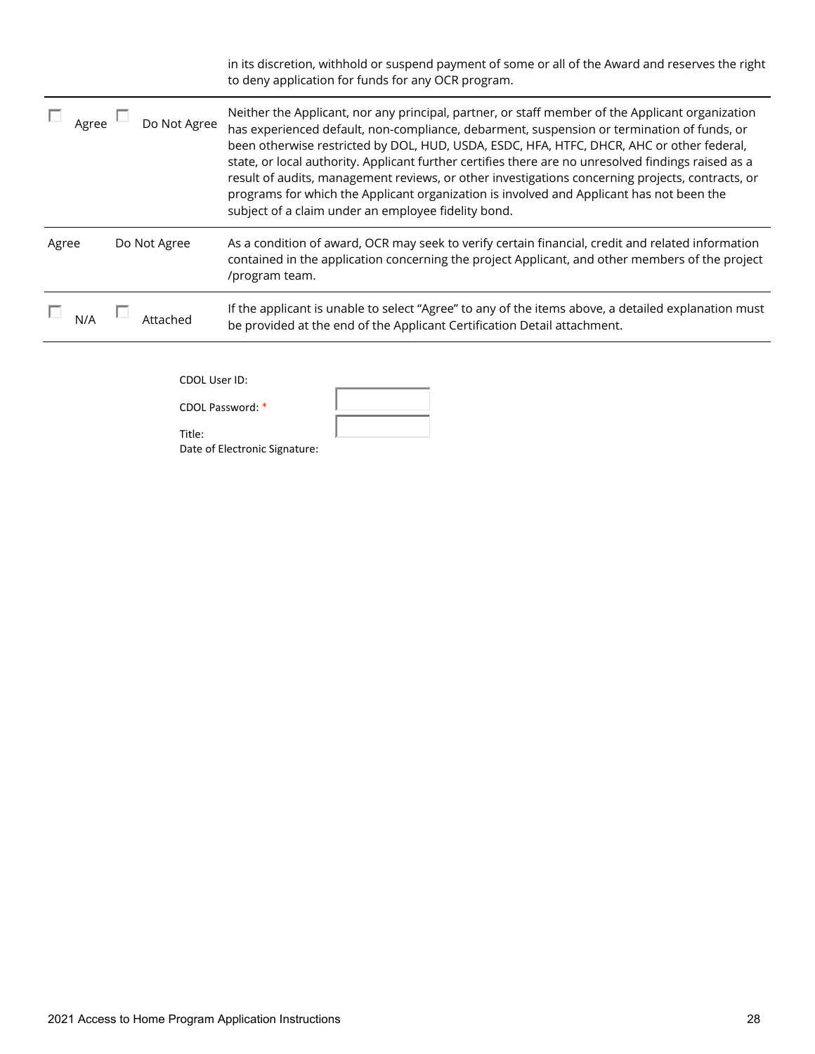in its discretion, withhold or suspend payment of some or all of the Award and reserves the right to deny application for funds for any OCR program.

| | | |
|---|---|---|
| ☐ Agree | ☐ Do Not Agree | Neither the Applicant, nor any principal, partner, or staff member of the Applicant organization has experienced default, non-compliance, debarment, suspension or termination of funds, or been otherwise restricted by DOL, HUD, USDA, ESDC, HFA, HTFC, DHCR, AHC or other federal, state, or local authority. Applicant further certifies there are no unresolved findings raised as a result of audits, management reviews, or other investigations concerning projects, contracts, or programs for which the Applicant organization is involved and Applicant has not been the subject of a claim under an employee fidelity bond. |
| Agree | Do Not Agree | As a condition of award, OCR may seek to verify certain financial, credit and related information contained in the application concerning the project Applicant, and other members of the project /program team. |
| ☐ N/A | ☐ Attached | If the applicant is unable to select "Agree" to any of the items above, a detailed explanation must be provided at the end of the Applicant Certification Detail attachment. |

CDOL User ID:

CDOL Password: *

Title:

Date of Electronic Signature: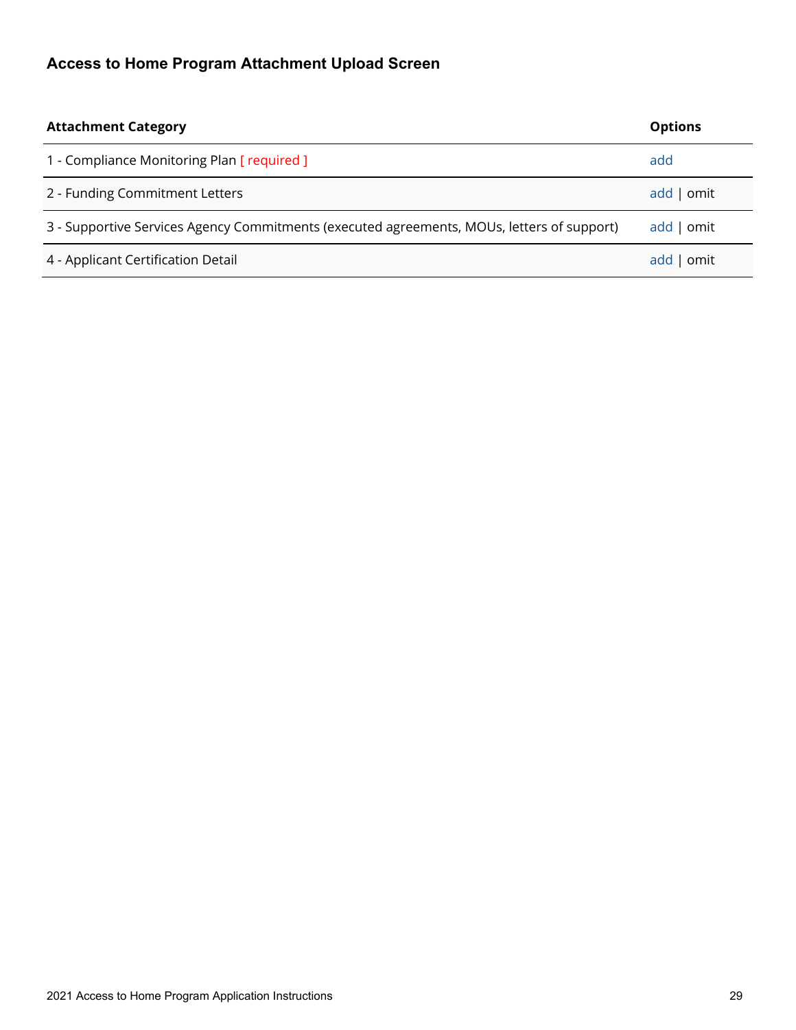### Access to Home Program Attachment Upload Screen

| Attachment Category | Options |
| --- | --- |
| 1 - Compliance Monitoring Plan [ required ] | add |
| 2 - Funding Commitment Letters | add \| omit |
| 3 - Supportive Services Agency Commitments (executed agreements, MOUs, letters of support) | add \| omit |
| 4 - Applicant Certification Detail | add \| omit |